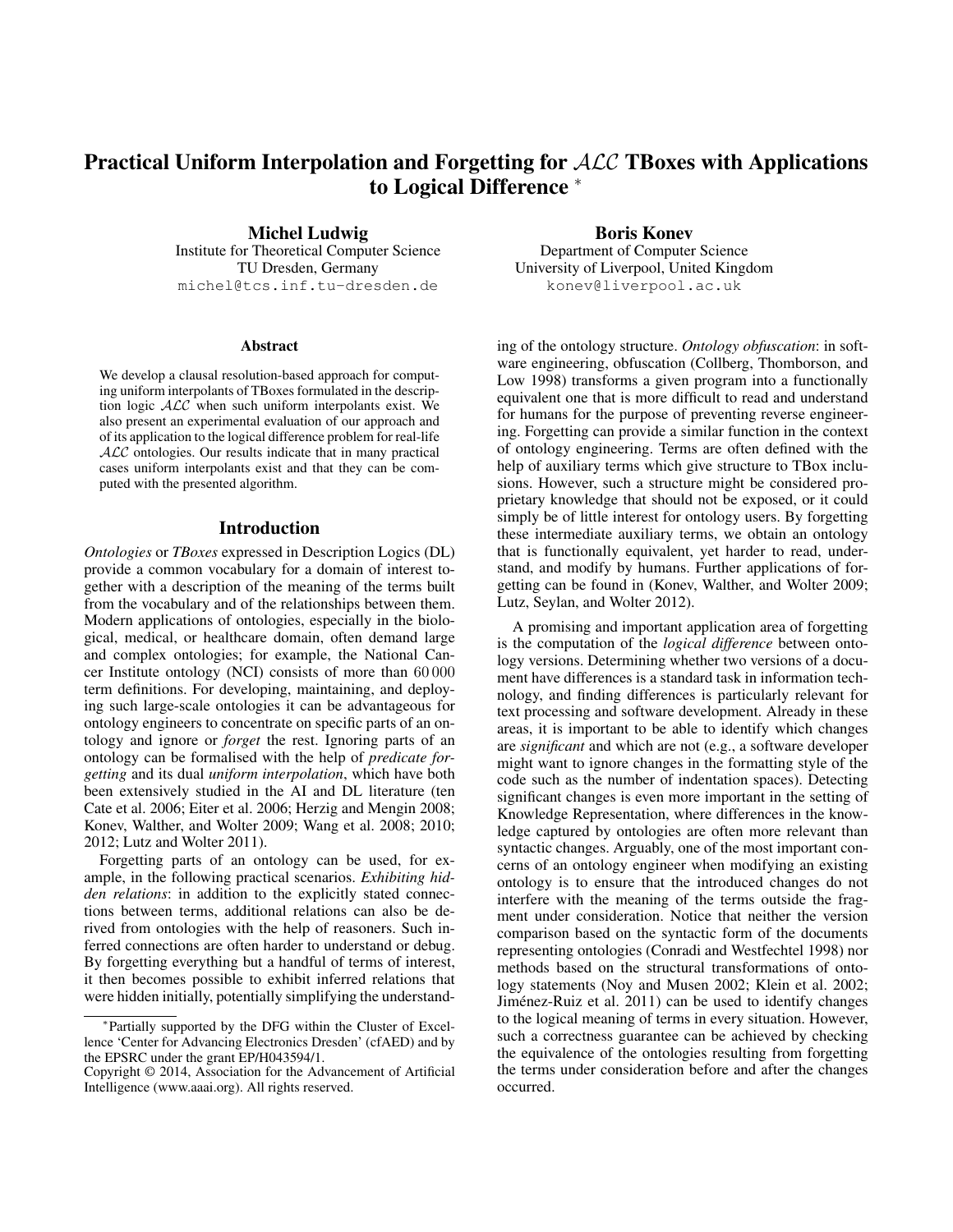# Practical Uniform Interpolation and Forgetting for $\mathcal{ALC}$ TBoxes with Applications to Logical Difference [*]

**Michel Ludwig**
Institute for Theoretical Computer Science
TU Dresden, Germany
michel@tcs.inf.tu-dresden.de

**Boris Konev**
Department of Computer Science
University of Liverpool, United Kingdom
konev@liverpool.ac.uk

### Abstract

We develop a clausal resolution-based approach for computing uniform interpolants of TBoxes formulated in the description logic $\mathcal{ALC}$ when such uniform interpolants exist. We also present an experimental evaluation of our approach and of its application to the logical difference problem for real-life $\mathcal{ALC}$ ontologies. Our results indicate that in many practical cases uniform interpolants exist and that they can be computed with the presented algorithm.

## Introduction

*Ontologies* or *TBoxes* expressed in Description Logics (DL) provide a common vocabulary for a domain of interest together with a description of the meaning of the terms built from the vocabulary and of the relationships between them. Modern applications of ontologies, especially in the biological, medical, or healthcare domain, often demand large and complex ontologies; for example, the National Cancer Institute ontology (NCI) consists of more than 60 000 term definitions. For developing, maintaining, and deploying such large-scale ontologies it can be advantageous for ontology engineers to concentrate on specific parts of an ontology and ignore or *forget* the rest. Ignoring parts of an ontology can be formalised with the help of *predicate forgetting* and its dual *uniform interpolation*, which have both been extensively studied in the AI and DL literature (ten Cate et al. 2006; Eiter et al. 2006; Herzig and Mengin 2008; Konev, Walther, and Wolter 2009; Wang et al. 2008; 2010; 2012; Lutz and Wolter 2011).

Forgetting parts of an ontology can be used, for example, in the following practical scenarios. *Exhibiting hidden relations*: in addition to the explicitly stated connections between terms, additional relations can also be derived from ontologies with the help of reasoners. Such inferred connections are often harder to understand or debug. By forgetting everything but a handful of terms of interest, it then becomes possible to exhibit inferred relations that were hidden initially, potentially simplifying the understanding of the ontology structure. *Ontology obfuscation*: in software engineering, obfuscation (Collberg, Thomborson, and Low 1998) transforms a given program into a functionally equivalent one that is more difficult to read and understand for humans for the purpose of preventing reverse engineering. Forgetting can provide a similar function in the context of ontology engineering. Terms are often defined with the help of auxiliary terms which give structure to TBox inclusions. However, such a structure might be considered proprietary knowledge that should not be exposed, or it could simply be of little interest for ontology users. By forgetting these intermediate auxiliary terms, we obtain an ontology that is functionally equivalent, yet harder to read, understand, and modify by humans. Further applications of forgetting can be found in (Konev, Walther, and Wolter 2009; Lutz, Seylan, and Wolter 2012).

A promising and important application area of forgetting is the computation of the *logical difference* between ontology versions. Determining whether two versions of a document have differences is a standard task in information technology, and finding differences is particularly relevant for text processing and software development. Already in these areas, it is important to be able to identify which changes are *significant* and which are not (e.g., a software developer might want to ignore changes in the formatting style of the code such as the number of indentation spaces). Detecting significant changes is even more important in the setting of Knowledge Representation, where differences in the knowledge captured by ontologies are often more relevant than syntactic changes. Arguably, one of the most important concerns of an ontology engineer when modifying an existing ontology is to ensure that the introduced changes do not interfere with the meaning of the terms outside the fragment under consideration. Notice that neither the version comparison based on the syntactic form of the documents representing ontologies (Conradi and Westfechtel 1998) nor methods based on the structural transformations of ontology statements (Noy and Musen 2002; Klein et al. 2002; Jiménez-Ruiz et al. 2011) can be used to identify changes to the logical meaning of terms in every situation. However, such a correctness guarantee can be achieved by checking the equivalence of the ontologies resulting from forgetting the terms under consideration before and after the changes occurred.

[*] Partially supported by the DFG within the Cluster of Excellence 'Center for Advancing Electronics Dresden' (cfAED) and by the EPSRC under the grant EP/H043594/1.
Copyright © 2014, Association for the Advancement of Artificial Intelligence (www.aaai.org). All rights reserved.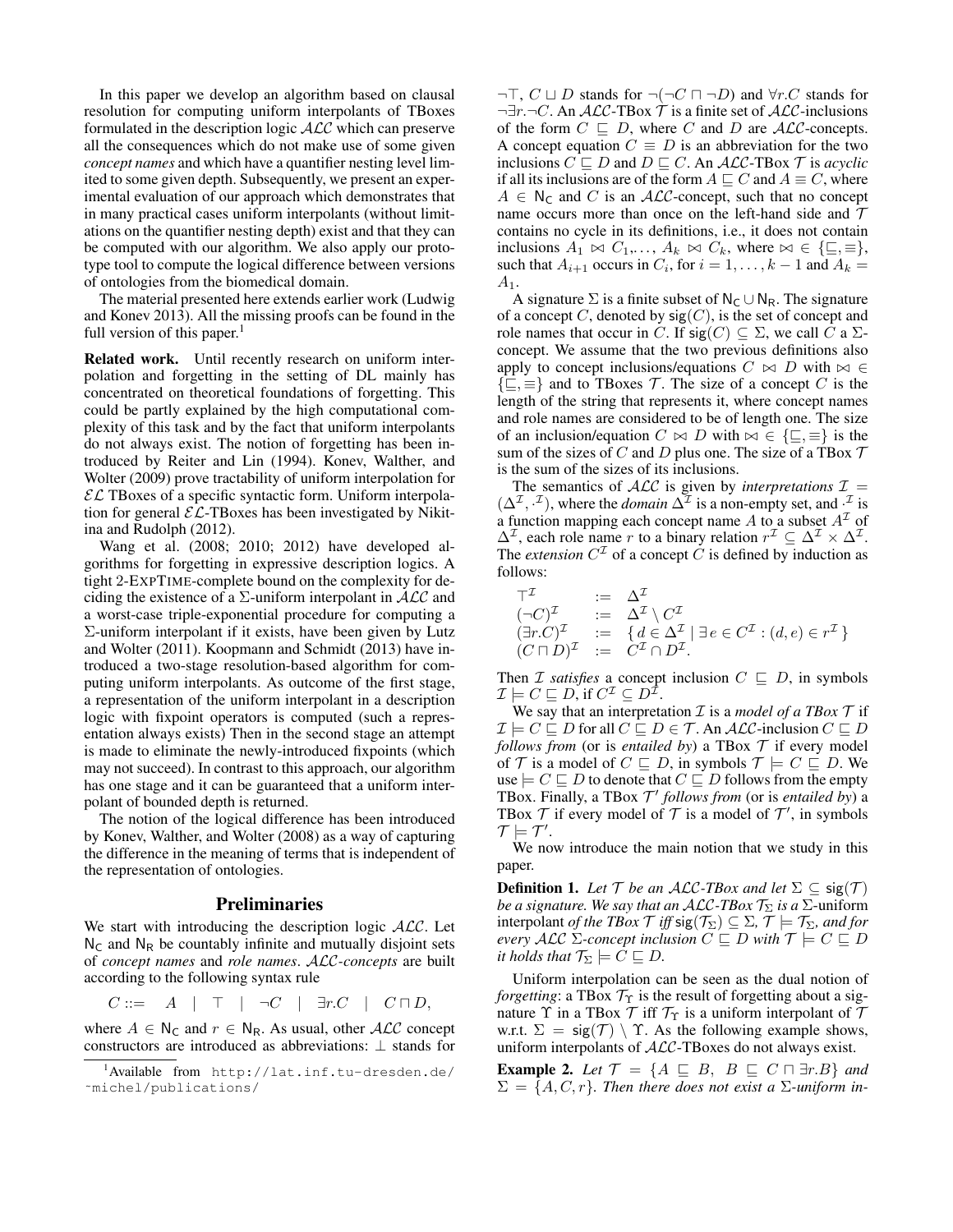In this paper we develop an algorithm based on clausal resolution for computing uniform interpolants of TBoxes formulated in the description logic $\mathcal{ALC}$ which can preserve all the consequences which do not make use of some given *concept names* and which have a quantifier nesting level limited to some given depth. Subsequently, we present an experimental evaluation of our approach which demonstrates that in many practical cases uniform interpolants (without limitations on the quantifier nesting depth) exist and that they can be computed with our algorithm. We also apply our prototype tool to compute the logical difference between versions of ontologies from the biomedical domain.

The material presented here extends earlier work (Ludwig and Konev 2013). All the missing proofs can be found in the full version of this paper.[1]

**Related work.** Until recently research on uniform interpolation and forgetting in the setting of DL mainly has concentrated on theoretical foundations of forgetting. This could be partly explained by the high computational complexity of this task and by the fact that uniform interpolants do not always exist. The notion of forgetting has been introduced by Reiter and Lin (1994). Konev, Walther, and Wolter (2009) prove tractability of uniform interpolation for $\mathcal{EL}$ TBoxes of a specific syntactic form. Uniform interpolation for general $\mathcal{EL}$-TBoxes has been investigated by Nikitina and Rudolph (2012).

Wang et al. (2008; 2010; 2012) have developed algorithms for forgetting in expressive description logics. A tight 2-ExpTime-complete bound on the complexity for deciding the existence of a $\Sigma$-uniform interpolant in $\mathcal{ALC}$ and a worst-case triple-exponential procedure for computing a $\Sigma$-uniform interpolant if it exists, have been given by Lutz and Wolter (2011). Koopmann and Schmidt (2013) have introduced a two-stage resolution-based algorithm for computing uniform interpolants. As outcome of the first stage, a representation of the uniform interpolant in a description logic with fixpoint operators is computed (such a representation always exists) Then in the second stage an attempt is made to eliminate the newly-introduced fixpoints (which may not succeed). In contrast to this approach, our algorithm has one stage and it can be guaranteed that a uniform interpolant of bounded depth is returned.

The notion of the logical difference has been introduced by Konev, Walther, and Wolter (2008) as a way of capturing the difference in the meaning of terms that is independent of the representation of ontologies.

## Preliminaries

We start with introducing the description logic $\mathcal{ALC}$. Let $\mathsf{N_C}$ and $\mathsf{N_R}$ be countably infinite and mutually disjoint sets of *concept names* and *role names*. *$\mathcal{ALC}$-concepts* are built according to the following syntax rule

$$C ::= \quad A \quad | \quad \top \quad | \quad \neg C \quad | \quad \exists r.C \quad | \quad C \sqcap D,$$

where $A \in \mathsf{N_C}$ and $r \in \mathsf{N_R}$. As usual, other $\mathcal{ALC}$ concept constructors are introduced as abbreviations: $\bot$ stands for $\neg\top$, $C \sqcup D$ stands for $\neg(\neg C \sqcap \neg D)$ and $\forall r.C$ stands for $\neg\exists r.\neg C$. An $\mathcal{ALC}$-TBox $\mathcal{T}$ is a finite set of $\mathcal{ALC}$-inclusions of the form $C \sqsubseteq D$, where $C$ and $D$ are $\mathcal{ALC}$-concepts. A concept equation $C \equiv D$ is an abbreviation for the two inclusions $C \sqsubseteq D$ and $D \sqsubseteq C$. An $\mathcal{ALC}$-TBox $\mathcal{T}$ is *acyclic* if all its inclusions are of the form $A \sqsubseteq C$ and $A \equiv C$, where $A \in \mathsf{N_C}$ and $C$ is an $\mathcal{ALC}$-concept, such that no concept name occurs more than once on the left-hand side and $\mathcal{T}$ contains no cycle in its definitions, i.e., it does not contain inclusions $A_1 \bowtie C_1, \ldots, A_k \bowtie C_k$, where $\bowtie \in \{\sqsubseteq, \equiv\}$, such that $A_{i+1}$ occurs in $C_i$, for $i = 1, \ldots, k-1$ and $A_k = A_1$.

A signature $\Sigma$ is a finite subset of $\mathsf{N_C} \cup \mathsf{N_R}$. The signature of a concept $C$, denoted by $\mathsf{sig}(C)$, is the set of concept and role names that occur in $C$. If $\mathsf{sig}(C) \subseteq \Sigma$, we call $C$ a $\Sigma$-concept. We assume that the two previous definitions also apply to concept inclusions/equations $C \bowtie D$ with $\bowtie \in \{\sqsubseteq, \equiv\}$ and to TBoxes $\mathcal{T}$. The size of a concept $C$ is the length of the string that represents it, where concept names and role names are considered to be of length one. The size of an inclusion/equation $C \bowtie D$ with $\bowtie \in \{\sqsubseteq, \equiv\}$ is the sum of the sizes of $C$ and $D$ plus one. The size of a TBox $\mathcal{T}$ is the sum of the sizes of its inclusions.

The semantics of $\mathcal{ALC}$ is given by *interpretations* $\mathcal{I} = (\Delta^\mathcal{I}, \cdot^\mathcal{I})$, where the *domain* $\Delta^\mathcal{I}$ is a non-empty set, and $\cdot^\mathcal{I}$ is a function mapping each concept name $A$ to a subset $A^\mathcal{I}$ of $\Delta^\mathcal{I}$, each role name $r$ to a binary relation $r^\mathcal{I} \subseteq \Delta^\mathcal{I} \times \Delta^\mathcal{I}$. The *extension* $C^\mathcal{I}$ of a concept $C$ is defined by induction as follows:

$$\begin{array}{lll} \top^\mathcal{I} & := & \Delta^\mathcal{I} \\ (\neg C)^\mathcal{I} & := & \Delta^\mathcal{I} \setminus C^\mathcal{I} \\ (\exists r.C)^\mathcal{I} & := & \{\, d \in \Delta^\mathcal{I} \mid \exists\, e \in C^\mathcal{I} : (d, e) \in r^\mathcal{I} \,\} \\ (C \sqcap D)^\mathcal{I} & := & C^\mathcal{I} \cap D^\mathcal{I}. \end{array}$$

Then $\mathcal{I}$ *satisfies* a concept inclusion $C \sqsubseteq D$, in symbols $\mathcal{I} \models C \sqsubseteq D$, if $C^\mathcal{I} \subseteq D^\mathcal{I}$.

We say that an interpretation $\mathcal{I}$ is a *model of a TBox* $\mathcal{T}$ if $\mathcal{I} \models C \sqsubseteq D$ for all $C \sqsubseteq D \in \mathcal{T}$. An $\mathcal{ALC}$-inclusion $C \sqsubseteq D$ *follows from* (or is *entailed by*) a TBox $\mathcal{T}$ if every model of $\mathcal{T}$ is a model of $C \sqsubseteq D$, in symbols $\mathcal{T} \models C \sqsubseteq D$. We use $\models C \sqsubseteq D$ to denote that $C \sqsubseteq D$ follows from the empty TBox. Finally, a TBox $\mathcal{T}'$ *follows from* (or is *entailed by*) a TBox $\mathcal{T}$ if every model of $\mathcal{T}$ is a model of $\mathcal{T}'$, in symbols $\mathcal{T} \models \mathcal{T}'$.

We now introduce the main notion that we study in this paper.

**Definition 1.** *Let $\mathcal{T}$ be an $\mathcal{ALC}$-TBox and let $\Sigma \subseteq \mathsf{sig}(\mathcal{T})$ be a signature. We say that an $\mathcal{ALC}$-TBox $\mathcal{T}_\Sigma$ is a* $\Sigma$-uniform interpolant *of the TBox $\mathcal{T}$ iff $\mathsf{sig}(\mathcal{T}_\Sigma) \subseteq \Sigma$, $\mathcal{T} \models \mathcal{T}_\Sigma$, and for every $\mathcal{ALC}$ $\Sigma$-concept inclusion $C \sqsubseteq D$ with $\mathcal{T} \models C \sqsubseteq D$ it holds that $\mathcal{T}_\Sigma \models C \sqsubseteq D$.*

Uniform interpolation can be seen as the dual notion of *forgetting*: a TBox $\mathcal{T}_\Upsilon$ is the result of forgetting about a signature $\Upsilon$ in a TBox $\mathcal{T}$ iff $\mathcal{T}_\Upsilon$ is a uniform interpolant of $\mathcal{T}$ w.r.t. $\Sigma = \mathsf{sig}(\mathcal{T}) \setminus \Upsilon$. As the following example shows, uniform interpolants of $\mathcal{ALC}$-TBoxes do not always exist.

**Example 2.** *Let $\mathcal{T} = \{A \sqsubseteq B,\ B \sqsubseteq C \sqcap \exists r.B\}$ and $\Sigma = \{A, C, r\}$. Then there does not exist a $\Sigma$-uniform in-*

[1] Available from http://lat.inf.tu-dresden.de/~michel/publications/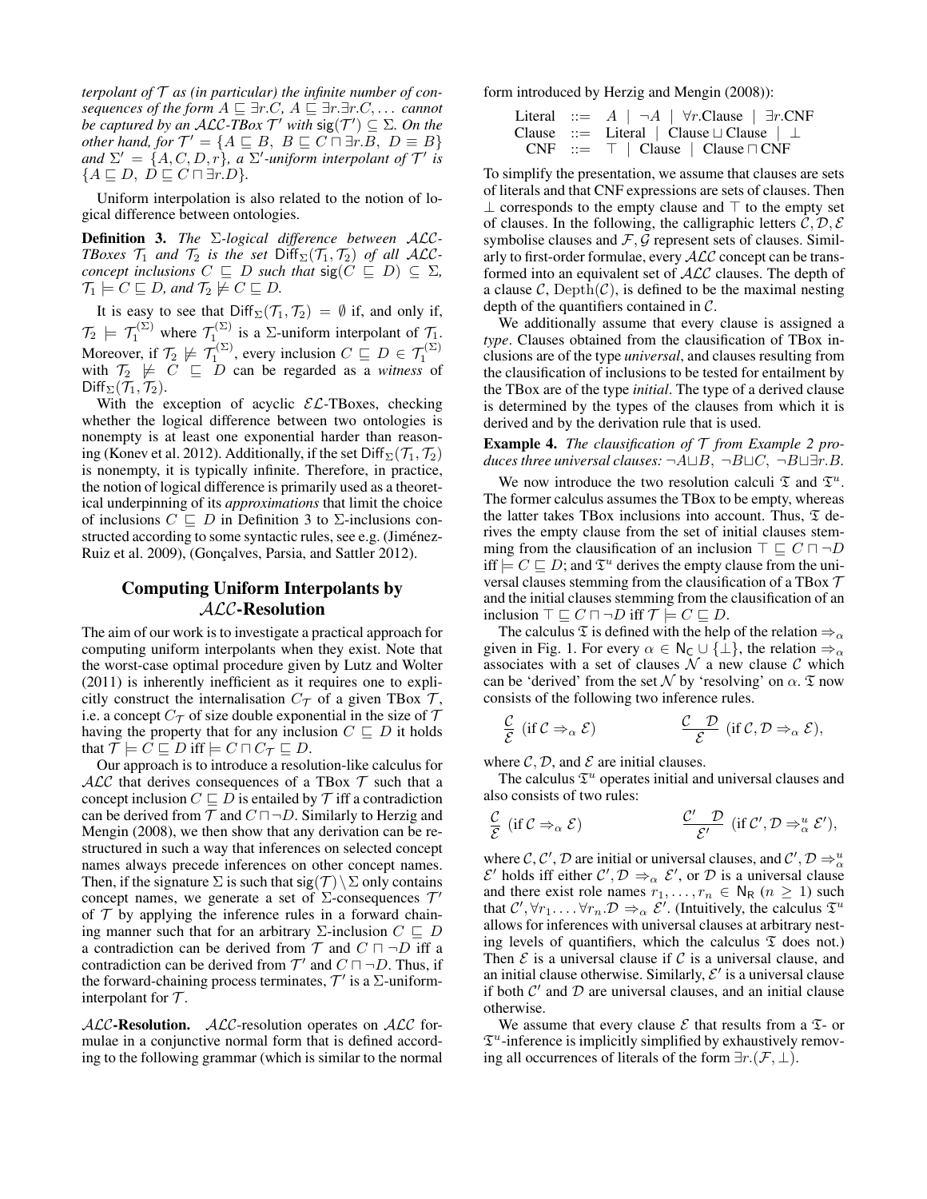*terpolant of $\mathcal{T}$ as (in particular) the infinite number of consequences of the form $A \sqsubseteq \exists r.C$, $A \sqsubseteq \exists r.\exists r.C, \ldots$ cannot be captured by an $\mathcal{ALC}$-TBox $\mathcal{T}'$ with $\mathsf{sig}(\mathcal{T}') \subseteq \Sigma$. On the other hand, for $\mathcal{T}' = \{A \sqsubseteq B,\ B \sqsubseteq C \sqcap \exists r.B,\ D \equiv B\}$ and $\Sigma' = \{A, C, D, r\}$, a $\Sigma'$-uniform interpolant of $\mathcal{T}'$ is $\{A \sqsubseteq D,\ D \sqsubseteq C \sqcap \exists r.D\}$.*

Uniform interpolation is also related to the notion of logical difference between ontologies.

**Definition 3.** *The $\Sigma$-logical difference between $\mathcal{ALC}$-TBoxes $\mathcal{T}_1$ and $\mathcal{T}_2$ is the set $\mathsf{Diff}_\Sigma(\mathcal{T}_1, \mathcal{T}_2)$ of all $\mathcal{ALC}$-concept inclusions $C \sqsubseteq D$ such that $\mathsf{sig}(C \sqsubseteq D) \subseteq \Sigma$, $\mathcal{T}_1 \models C \sqsubseteq D$, and $\mathcal{T}_2 \not\models C \sqsubseteq D$.*

It is easy to see that $\mathsf{Diff}_\Sigma(\mathcal{T}_1, \mathcal{T}_2) = \emptyset$ if, and only if, $\mathcal{T}_2 \models \mathcal{T}_1^{(\Sigma)}$ where $\mathcal{T}_1^{(\Sigma)}$ is a $\Sigma$-uniform interpolant of $\mathcal{T}_1$. Moreover, if $\mathcal{T}_2 \not\models \mathcal{T}_1^{(\Sigma)}$, every inclusion $C \sqsubseteq D \in \mathcal{T}_1^{(\Sigma)}$ with $\mathcal{T}_2 \not\models C \sqsubseteq D$ can be regarded as a *witness* of $\mathsf{Diff}_\Sigma(\mathcal{T}_1, \mathcal{T}_2)$.

With the exception of acyclic $\mathcal{EL}$-TBoxes, checking whether the logical difference between two ontologies is nonempty is at least one exponential harder than reasoning (Konev et al. 2012). Additionally, if the set $\mathsf{Diff}_\Sigma(\mathcal{T}_1, \mathcal{T}_2)$ is nonempty, it is typically infinite. Therefore, in practice, the notion of logical difference is primarily used as a theoretical underpinning of its *approximations* that limit the choice of inclusions $C \sqsubseteq D$ in Definition 3 to $\Sigma$-inclusions constructed according to some syntactic rules, see e.g. (Jiménez-Ruiz et al. 2009), (Gonçalves, Parsia, and Sattler 2012).

## Computing Uniform Interpolants by $\mathcal{ALC}$-Resolution

The aim of our work is to investigate a practical approach for computing uniform interpolants when they exist. Note that the worst-case optimal procedure given by Lutz and Wolter (2011) is inherently inefficient as it requires one to explicitly construct the internalisation $C_\mathcal{T}$ of a given TBox $\mathcal{T}$, i.e. a concept $C_\mathcal{T}$ of size double exponential in the size of $\mathcal{T}$ having the property that for any inclusion $C \sqsubseteq D$ it holds that $\mathcal{T} \models C \sqsubseteq D$ iff $\models C \sqcap C_\mathcal{T} \sqsubseteq D$.

Our approach is to introduce a resolution-like calculus for $\mathcal{ALC}$ that derives consequences of a TBox $\mathcal{T}$ such that a concept inclusion $C \sqsubseteq D$ is entailed by $\mathcal{T}$ iff a contradiction can be derived from $\mathcal{T}$ and $C \sqcap \neg D$. Similarly to Herzig and Mengin (2008), we then show that any derivation can be restructured in such a way that inferences on selected concept names always precede inferences on other concept names. Then, if the signature $\Sigma$ is such that $\mathsf{sig}(\mathcal{T}) \setminus \Sigma$ only contains concept names, we generate a set of $\Sigma$-consequences $\mathcal{T}'$ of $\mathcal{T}$ by applying the inference rules in a forward chaining manner such that for an arbitrary $\Sigma$-inclusion $C \sqsubseteq D$ a contradiction can be derived from $\mathcal{T}$ and $C \sqcap \neg D$ iff a contradiction can be derived from $\mathcal{T}'$ and $C \sqcap \neg D$. Thus, if the forward-chaining process terminates, $\mathcal{T}'$ is a $\Sigma$-uniform-interpolant for $\mathcal{T}$.

**$\mathcal{ALC}$-Resolution.** $\mathcal{ALC}$-resolution operates on $\mathcal{ALC}$ formulae in a conjunctive normal form that is defined according to the following grammar (which is similar to the normal form introduced by Herzig and Mengin (2008)):

$$
\begin{aligned}
\text{Literal} &::= A \mid \neg A \mid \forall r.\text{Clause} \mid \exists r.\text{CNF}\\
\text{Clause} &::= \text{Literal} \mid \text{Clause} \sqcup \text{Clause} \mid \bot\\
\text{CNF} &::= \top \mid \text{Clause} \mid \text{Clause} \sqcap \text{CNF}
\end{aligned}
$$

To simplify the presentation, we assume that clauses are sets of literals and that CNF expressions are sets of clauses. Then $\bot$ corresponds to the empty clause and $\top$ to the empty set of clauses. In the following, the calligraphic letters $\mathcal{C}, \mathcal{D}, \mathcal{E}$ symbolise clauses and $\mathcal{F}, \mathcal{G}$ represent sets of clauses. Similarly to first-order formulae, every $\mathcal{ALC}$ concept can be transformed into an equivalent set of $\mathcal{ALC}$ clauses. The depth of a clause $\mathcal{C}$, $\mathrm{Depth}(\mathcal{C})$, is defined to be the maximal nesting depth of the quantifiers contained in $\mathcal{C}$.

We additionally assume that every clause is assigned a *type*. Clauses obtained from the classification of TBox inclusions are of the type *universal*, and clauses resulting from the classification of inclusions to be tested for entailment by the TBox are of the type *initial*. The type of a derived clause is determined by the types of the clauses from which it is derived and by the derivation rule that is used.

**Example 4.** *The classification of $\mathcal{T}$ from Example 2 produces three universal clauses: $\neg A \sqcup B$, $\neg B \sqcup C$, $\neg B \sqcup \exists r.B$.*

We now introduce the two resolution calculi $\mathfrak{T}$ and $\mathfrak{T}^u$. The former calculus assumes the TBox to be empty, whereas the latter takes TBox inclusions into account. Thus, $\mathfrak{T}$ derives the empty clause from the set of initial clauses stemming from the clasification of an inclusion $\top \sqsubseteq C \sqcap \neg D$ iff $\models C \sqsubseteq D$; and $\mathfrak{T}^u$ derives the empty clause from the universal clauses stemming from the classification of a TBox $\mathcal{T}$ and the initial clauses stemming from the classification of an inclusion $\top \sqsubseteq C \sqcap \neg D$ iff $\mathcal{T} \models C \sqsubseteq D$.

The calculus $\mathfrak{T}$ is defined with the help of the relation $\Rightarrow_\alpha$ given in Fig. 1. For every $\alpha \in \mathsf{N_C} \cup \{\bot\}$, the relation $\Rightarrow_\alpha$ associates with a set of clauses $\mathcal{N}$ a new clause $\mathcal{C}$ which can be 'derived' from the set $\mathcal{N}$ by 'resolving' on $\alpha$. $\mathfrak{T}$ now consists of the following two inference rules.

$$
\frac{\mathcal{C}}{\mathcal{E}}\ (\text{if } \mathcal{C} \Rightarrow_\alpha \mathcal{E}) \qquad\qquad \frac{\mathcal{C} \quad \mathcal{D}}{\mathcal{E}}\ (\text{if } \mathcal{C}, \mathcal{D} \Rightarrow_\alpha \mathcal{E}),
$$

where $\mathcal{C}, \mathcal{D}$, and $\mathcal{E}$ are initial clauses.

The calculus $\mathfrak{T}^u$ operates initial and universal clauses and also consists of two rules:

$$
\frac{\mathcal{C}}{\mathcal{E}}\ (\text{if } \mathcal{C} \Rightarrow_\alpha \mathcal{E}) \qquad\qquad \frac{\mathcal{C}' \quad \mathcal{D}}{\mathcal{E}'}\ (\text{if } \mathcal{C}', \mathcal{D} \Rightarrow^u_\alpha \mathcal{E}'),
$$

where $\mathcal{C}, \mathcal{C}', \mathcal{D}$ are initial or universal clauses, and $\mathcal{C}', \mathcal{D} \Rightarrow^u_\alpha \mathcal{E}'$ holds iff either $\mathcal{C}', \mathcal{D} \Rightarrow_\alpha \mathcal{E}'$, or $\mathcal{D}$ is a universal clause and there exist role names $r_1, \ldots, r_n \in \mathsf{N_R}$ ($n \geq 1$) such that $\mathcal{C}', \forall r_1. \ldots \forall r_n.\mathcal{D} \Rightarrow_\alpha \mathcal{E}'$. (Intuitively, the calculus $\mathfrak{T}^u$ allows for inferences with universal clauses at arbitrary nesting levels of quantifiers, which the calculus $\mathfrak{T}$ does not.) Then $\mathcal{E}$ is a universal clause if $\mathcal{C}$ is a universal clause, and an initial clause otherwise. Similarly, $\mathcal{E}'$ is a universal clause if both $\mathcal{C}'$ and $\mathcal{D}$ are universal clauses, and an initial clause otherwise.

We assume that every clause $\mathcal{E}$ that results from a $\mathfrak{T}$- or $\mathfrak{T}^u$-inference is implicitly simplified by exhaustively removing all occurrences of literals of the form $\exists r.(\mathcal{F}, \bot)$.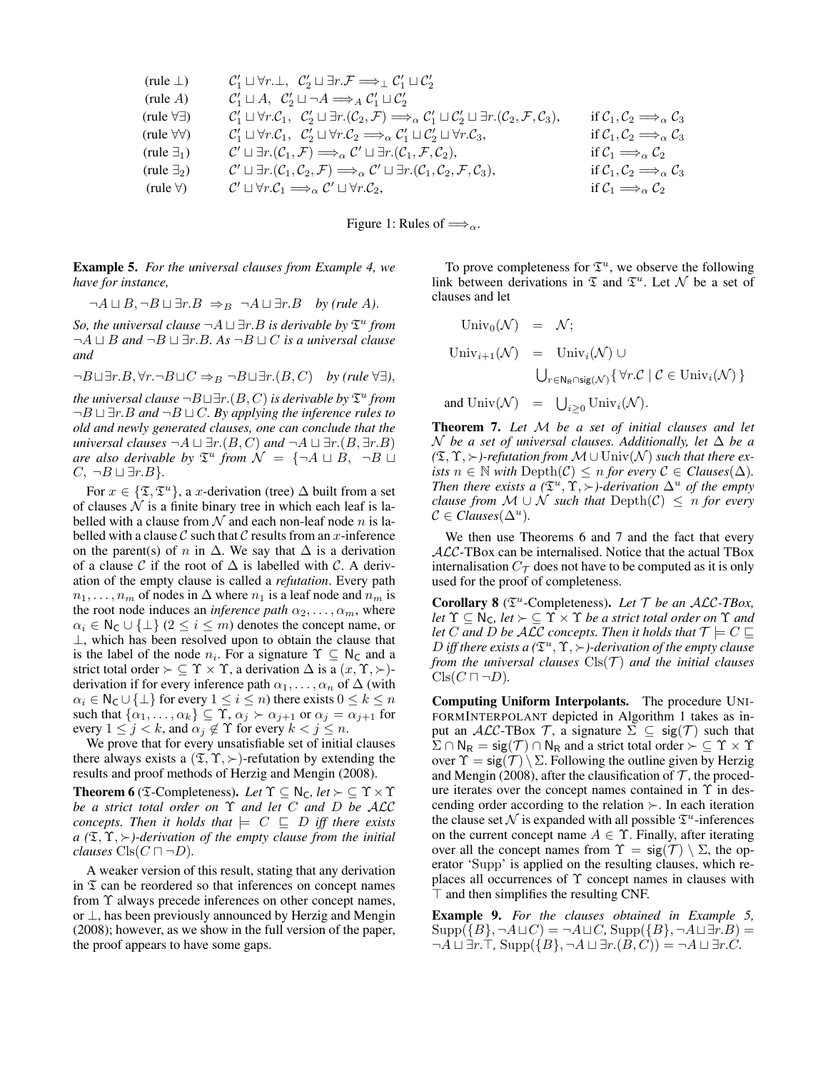| | | |
|---|---|---|
| (rule $\bot$) | $\mathcal{C}_1' \sqcup \forall r.\bot,\ \mathcal{C}_2' \sqcup \exists r.\mathcal{F} \Longrightarrow_\bot \mathcal{C}_1' \sqcup \mathcal{C}_2'$ | |
| (rule $A$) | $\mathcal{C}_1' \sqcup A,\ \mathcal{C}_2' \sqcup \neg A \Longrightarrow_A \mathcal{C}_1' \sqcup \mathcal{C}_2'$ | |
| (rule $\forall\exists$) | $\mathcal{C}_1' \sqcup \forall r.\mathcal{C}_1,\ \mathcal{C}_2' \sqcup \exists r.(\mathcal{C}_2, \mathcal{F}) \Longrightarrow_\alpha \mathcal{C}_1' \sqcup \mathcal{C}_2' \sqcup \exists r.(\mathcal{C}_2, \mathcal{F}, \mathcal{C}_3)$, | if $\mathcal{C}_1, \mathcal{C}_2 \Longrightarrow_\alpha \mathcal{C}_3$ |
| (rule $\forall\forall$) | $\mathcal{C}_1' \sqcup \forall r.\mathcal{C}_1,\ \mathcal{C}_2' \sqcup \forall r.\mathcal{C}_2 \Longrightarrow_\alpha \mathcal{C}_1' \sqcup \mathcal{C}_2' \sqcup \forall r.\mathcal{C}_3$, | if $\mathcal{C}_1, \mathcal{C}_2 \Longrightarrow_\alpha \mathcal{C}_3$ |
| (rule $\exists_1$) | $\mathcal{C}' \sqcup \exists r.(\mathcal{C}_1, \mathcal{F}) \Longrightarrow_\alpha \mathcal{C}' \sqcup \exists r.(\mathcal{C}_1, \mathcal{F}, \mathcal{C}_2)$, | if $\mathcal{C}_1 \Longrightarrow_\alpha \mathcal{C}_2$ |
| (rule $\exists_2$) | $\mathcal{C}' \sqcup \exists r.(\mathcal{C}_1, \mathcal{C}_2, \mathcal{F}) \Longrightarrow_\alpha \mathcal{C}' \sqcup \exists r.(\mathcal{C}_1, \mathcal{C}_2, \mathcal{F}, \mathcal{C}_3)$, | if $\mathcal{C}_1, \mathcal{C}_2 \Longrightarrow_\alpha \mathcal{C}_3$ |
| (rule $\forall$) | $\mathcal{C}' \sqcup \forall r.\mathcal{C}_1 \Longrightarrow_\alpha \mathcal{C}' \sqcup \forall r.\mathcal{C}_2$, | if $\mathcal{C}_1 \Longrightarrow_\alpha \mathcal{C}_2$ |

Figure 1: Rules of $\Longrightarrow_\alpha$.

**Example 5.** *For the universal clauses from Example 4, we have for instance,*

$$\neg A \sqcup B, \neg B \sqcup \exists r.B \ \Rightarrow_B \ \neg A \sqcup \exists r.B \quad \textit{by (rule A)}.$$

*So, the universal clause $\neg A \sqcup \exists r.B$ is derivable by $\mathfrak{T}^u$ from $\neg A \sqcup B$ and $\neg B \sqcup \exists r.B$. As $\neg B \sqcup C$ is a universal clause and*

$$\neg B \sqcup \exists r.B, \forall r.\neg B \sqcup C \Rightarrow_B \neg B \sqcup \exists r.(B, C) \quad \textit{by (rule } \forall\exists\textit{)},$$

*the universal clause $\neg B \sqcup \exists r.(B, C)$ is derivable by $\mathfrak{T}^u$ from $\neg B \sqcup \exists r.B$ and $\neg B \sqcup C$. By applying the inference rules to old and newly generated clauses, one can conclude that the universal clauses $\neg A \sqcup \exists r.(B, C)$ and $\neg A \sqcup \exists r.(B, \exists r.B)$ are also derivable by $\mathfrak{T}^u$ from $\mathcal{N} = \{\neg A \sqcup B,\ \neg B \sqcup C,\ \neg B \sqcup \exists r.B\}$.*

For $x \in \{\mathfrak{T}, \mathfrak{T}^u\}$, a $x$-derivation (tree) $\Delta$ built from a set of clauses $\mathcal{N}$ is a finite binary tree in which each leaf is labelled with a clause from $\mathcal{N}$ and each non-leaf node $n$ is labelled with a clause $\mathcal{C}$ such that $\mathcal{C}$ results from an $x$-inference on the parent(s) of $n$ in $\Delta$. We say that $\Delta$ is a derivation of a clause $\mathcal{C}$ if the root of $\Delta$ is labelled with $\mathcal{C}$. A derivation of the empty clause is called a *refutation*. Every path $n_1, \ldots, n_m$ of nodes in $\Delta$ where $n_1$ is a leaf node and $n_m$ is the root node induces an *inference path* $\alpha_2, \ldots, \alpha_m$, where $\alpha_i \in \mathsf{N_C} \cup \{\bot\}$ ($2 \leq i \leq m$) denotes the concept name, or $\bot$, which has been resolved upon to obtain the clause that is the label of the node $n_i$. For a signature $\Upsilon \subseteq \mathsf{N_C}$ and a strict total order $\succ \subseteq \Upsilon \times \Upsilon$, a derivation $\Delta$ is a $(x, \Upsilon, \succ)$-derivation if for every inference path $\alpha_1, \ldots, \alpha_n$ of $\Delta$ (with $\alpha_i \in \mathsf{N_C} \cup \{\bot\}$ for every $1 \leq i \leq n$) there exists $0 \leq k \leq n$ such that $\{\alpha_1, \ldots, \alpha_k\} \subseteq \Upsilon$, $\alpha_j \succ \alpha_{j+1}$ or $\alpha_j = \alpha_{j+1}$ for every $1 \leq j < k$, and $\alpha_j \notin \Upsilon$ for every $k < j \leq n$.

We prove that for every unsatisfiable set of initial clauses there always exists a $(\mathfrak{T}, \Upsilon, \succ)$-refutation by extending the results and proof methods of Herzig and Mengin (2008).

**Theorem 6** ($\mathfrak{T}$-Completeness). *Let $\Upsilon \subseteq \mathsf{N_C}$, let $\succ \subseteq \Upsilon \times \Upsilon$ be a strict total order on $\Upsilon$ and let $C$ and $D$ be $\mathcal{ALC}$ concepts. Then it holds that $\models C \sqsubseteq D$ iff there exists a $(\mathfrak{T}, \Upsilon, \succ)$-derivation of the empty clause from the initial clauses $\mathrm{Cls}(C \sqcap \neg D)$.*

A weaker version of this result, stating that any derivation in $\mathfrak{T}$ can be reordered so that inferences on concept names from $\Upsilon$ always precede inferences on other concept names, or $\bot$, has been previously announced by Herzig and Mengin (2008); however, as we show in the full version of the paper, the proof appears to have some gaps.

To prove completeness for $\mathfrak{T}^u$, we observe the following link between derivations in $\mathfrak{T}$ and $\mathfrak{T}^u$. Let $\mathcal{N}$ be a set of clauses and let

$$\begin{aligned}
\mathrm{Univ}_0(\mathcal{N}) &= \mathcal{N}; \\
\mathrm{Univ}_{i+1}(\mathcal{N}) &= \mathrm{Univ}_i(\mathcal{N}) \cup \\
&\quad \textstyle\bigcup_{r \in \mathsf{N_R} \cap \mathsf{sig}(\mathcal{N})} \{\, \forall r.\mathcal{C} \mid \mathcal{C} \in \mathrm{Univ}_i(\mathcal{N}) \,\} \\
\text{and } \mathrm{Univ}(\mathcal{N}) &= \textstyle\bigcup_{i \geq 0} \mathrm{Univ}_i(\mathcal{N}).
\end{aligned}$$

**Theorem 7.** *Let $\mathcal{M}$ be a set of initial clauses and let $\mathcal{N}$ be a set of universal clauses. Additionally, let $\Delta$ be a $(\mathfrak{T}, \Upsilon, \succ)$-refutation from $\mathcal{M} \cup \mathrm{Univ}(\mathcal{N})$ such that there exists $n \in \mathbb{N}$ with $\mathrm{Depth}(\mathcal{C}) \leq n$ for every $\mathcal{C} \in$ Clauses$(\Delta)$. Then there exists a $(\mathfrak{T}^u, \Upsilon, \succ)$-derivation $\Delta^u$ of the empty clause from $\mathcal{M} \cup \mathcal{N}$ such that $\mathrm{Depth}(\mathcal{C}) \leq n$ for every $\mathcal{C} \in$ Clauses$(\Delta^u)$.*

We then use Theorems 6 and 7 and the fact that every $\mathcal{ALC}$-TBox can be internalised. Notice that the actual TBox internalisation $C_\mathcal{T}$ does not have to be computed as it is only used for the proof of completeness.

**Corollary 8** ($\mathfrak{T}^u$-Completeness). *Let $\mathcal{T}$ be an $\mathcal{ALC}$-TBox, let $\Upsilon \subseteq \mathsf{N_C}$, let $\succ \subseteq \Upsilon \times \Upsilon$ be a strict total order on $\Upsilon$ and let $C$ and $D$ be $\mathcal{ALC}$ concepts. Then it holds that $\mathcal{T} \models C \sqsubseteq D$ iff there exists a $(\mathfrak{T}^u, \Upsilon, \succ)$-derivation of the empty clause from the universal clauses $\mathrm{Cls}(\mathcal{T})$ and the initial clauses $\mathrm{Cls}(C \sqcap \neg D)$.*

**Computing Uniform Interpolants.** The procedure UNIFORMINTERPOLANT depicted in Algorithm 1 takes as input an $\mathcal{ALC}$-TBox $\mathcal{T}$, a signature $\Sigma \subseteq \mathsf{sig}(\mathcal{T})$ such that $\Sigma \cap \mathsf{N_R} = \mathsf{sig}(\mathcal{T}) \cap \mathsf{N_R}$ and a strict total order $\succ \subseteq \Upsilon \times \Upsilon$ over $\Upsilon = \mathsf{sig}(\mathcal{T}) \setminus \Sigma$. Following the outline given by Herzig and Mengin (2008), after the clausification of $\mathcal{T}$, the procedure iterates over the concept names contained in $\Upsilon$ in descending order according to the relation $\succ$. In each iteration the clause set $\mathcal{N}$ is expanded with all possible $\mathfrak{T}^u$-inferences on the current concept name $A \in \Upsilon$. Finally, after iterating over all the concept names from $\Upsilon = \mathsf{sig}(\mathcal{T}) \setminus \Sigma$, the operator 'Supp' is applied on the resulting clauses, which replaces all occurrences of $\Upsilon$ concept names in clauses with $\top$ and then simplifies the resulting CNF.

**Example 9.** *For the clauses obtained in Example 5,* $\mathrm{Supp}(\{B\}, \neg A \sqcup C) = \neg A \sqcup C$, $\mathrm{Supp}(\{B\}, \neg A \sqcup \exists r.B) = \neg A \sqcup \exists r.\top$, $\mathrm{Supp}(\{B\}, \neg A \sqcup \exists r.(B, C)) = \neg A \sqcup \exists r.C$.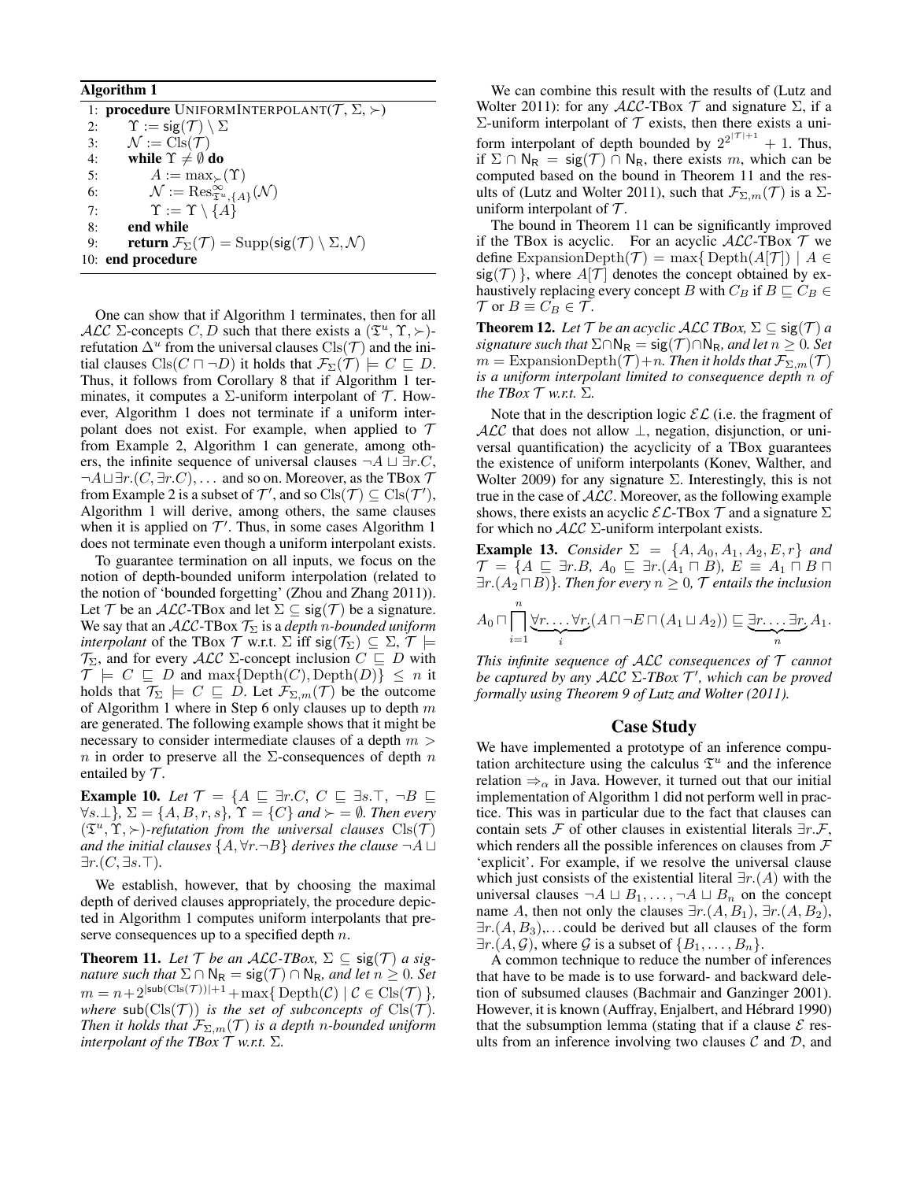**Algorithm 1**

```
1: procedure UNIFORMINTERPOLANT(T, Σ, ≻)
2:     Υ := sig(T) \ Σ
3:     N := Cls(T)
4:     while Υ ≠ ∅ do
5:         A := max_≻(Υ)
6:         N := Res^∞_{𝔗^u,{A}}(N)
7:         Υ := Υ \ {A}
8:     end while
9:     return F_Σ(T) = Supp(sig(T) \ Σ, N)
10: end procedure
```

One can show that if Algorithm 1 terminates, then for all $\mathcal{ALC}$ $\Sigma$-concepts $C, D$ such that there exists a $(\mathfrak{T}^u, \Upsilon, \succ)$-refutation $\Delta^u$ from the universal clauses $\mathrm{Cls}(\mathcal{T})$ and the initial clauses $\mathrm{Cls}(C \sqcap \neg D)$ it holds that $\mathcal{F}_\Sigma(\mathcal{T}) \models C \sqsubseteq D$. Thus, it follows from Corollary 8 that if Algorithm 1 terminates, it computes a $\Sigma$-uniform interpolant of $\mathcal{T}$. However, Algorithm 1 does not terminate if a uniform interpolant does not exist. For example, when applied to $\mathcal{T}$ from Example 2, Algorithm 1 can generate, among others, the infinite sequence of universal clauses $\neg A \sqcup \exists r.C$, $\neg A \sqcup \exists r.(C, \exists r.C), \dots$ and so on. Moreover, as the TBox $\mathcal{T}$ from Example 2 is a subset of $\mathcal{T}'$, and so $\mathrm{Cls}(\mathcal{T}) \subseteq \mathrm{Cls}(\mathcal{T}')$, Algorithm 1 will derive, among others, the same clauses when it is applied on $\mathcal{T}'$. Thus, in some cases Algorithm 1 does not terminate even though a uniform interpolant exists.

To guarantee termination on all inputs, we focus on the notion of depth-bounded uniform interpolation (related to the notion of 'bounded forgetting' (Zhou and Zhang 2011)). Let $\mathcal{T}$ be an $\mathcal{ALC}$-TBox and let $\Sigma \subseteq \mathsf{sig}(\mathcal{T})$ be a signature. We say that an $\mathcal{ALC}$-TBox $\mathcal{T}_\Sigma$ is a *depth $n$-bounded uniform interpolant* of the TBox $\mathcal{T}$ w.r.t. $\Sigma$ iff $\mathsf{sig}(\mathcal{T}_\Sigma) \subseteq \Sigma$, $\mathcal{T} \models \mathcal{T}_\Sigma$, and for every $\mathcal{ALC}$ $\Sigma$-concept inclusion $C \sqsubseteq D$ with $\mathcal{T} \models C \sqsubseteq D$ and $\max\{\mathrm{Depth}(C), \mathrm{Depth}(D)\} \leq n$ it holds that $\mathcal{T}_\Sigma \models C \sqsubseteq D$. Let $\mathcal{F}_{\Sigma,m}(\mathcal{T})$ be the outcome of Algorithm 1 where in Step 6 only clauses up to depth $m$ are generated. The following example shows that it might be necessary to consider intermediate clauses of a depth $m > n$ in order to preserve all the $\Sigma$-consequences of depth $n$ entailed by $\mathcal{T}$.

**Example 10.** *Let $\mathcal{T} = \{A \sqsubseteq \exists r.C,\ C \sqsubseteq \exists s.\top,\ \neg B \sqsubseteq \forall s.\bot\}$, $\Sigma = \{A, B, r, s\}$, $\Upsilon = \{C\}$ and $\succ = \emptyset$. Then every $(\mathfrak{T}^u, \Upsilon, \succ)$-refutation from the universal clauses $\mathrm{Cls}(\mathcal{T})$ and the initial clauses $\{A, \forall r.\neg B\}$ derives the clause $\neg A \sqcup \exists r.(C, \exists s.\top)$.*

We establish, however, that by choosing the maximal depth of derived clauses appropriately, the procedure depicted in Algorithm 1 computes uniform interpolants that preserve consequences up to a specified depth $n$.

**Theorem 11.** *Let $\mathcal{T}$ be an $\mathcal{ALC}$-TBox, $\Sigma \subseteq \mathsf{sig}(\mathcal{T})$ a signature such that $\Sigma \cap \mathsf{N_R} = \mathsf{sig}(\mathcal{T}) \cap \mathsf{N_R}$, and let $n \geq 0$. Set $m = n + 2^{|\mathsf{sub}(\mathrm{Cls}(\mathcal{T}))|+1} + \max\{\mathrm{Depth}(\mathcal{C}) \mid \mathcal{C} \in \mathrm{Cls}(\mathcal{T})\}$, where $\mathsf{sub}(\mathrm{Cls}(\mathcal{T}))$ is the set of subconcepts of $\mathrm{Cls}(\mathcal{T})$. Then it holds that $\mathcal{F}_{\Sigma,m}(\mathcal{T})$ is a depth $n$-bounded uniform interpolant of the TBox $\mathcal{T}$ w.r.t. $\Sigma$.*

We can combine this result with the results of (Lutz and Wolter 2011): for any $\mathcal{ALC}$-TBox $\mathcal{T}$ and signature $\Sigma$, if a $\Sigma$-uniform interpolant of $\mathcal{T}$ exists, then there exists a uniform interpolant of depth bounded by $2^{2^{|\mathcal{T}|+1}} + 1$. Thus, if $\Sigma \cap \mathsf{N_R} = \mathsf{sig}(\mathcal{T}) \cap \mathsf{N_R}$, there exists $m$, which can be computed based on the bound in Theorem 11 and the results of (Lutz and Wolter 2011), such that $\mathcal{F}_{\Sigma,m}(\mathcal{T})$ is a $\Sigma$-uniform interpolant of $\mathcal{T}$.

The bound in Theorem 11 can be significantly improved if the TBox is acyclic. For an acyclic $\mathcal{ALC}$-TBox $\mathcal{T}$ we define $\mathrm{ExpansionDepth}(\mathcal{T}) = \max\{\mathrm{Depth}(A[\mathcal{T}]) \mid A \in \mathsf{sig}(\mathcal{T})\}$, where $A[\mathcal{T}]$ denotes the concept obtained by exhaustively replacing every concept $B$ with $C_B$ if $B \sqsubseteq C_B \in \mathcal{T}$ or $B \equiv C_B \in \mathcal{T}$.

**Theorem 12.** *Let $\mathcal{T}$ be an acyclic $\mathcal{ALC}$ TBox, $\Sigma \subseteq \mathsf{sig}(\mathcal{T})$ a signature such that $\Sigma \cap \mathsf{N_R} = \mathsf{sig}(\mathcal{T}) \cap \mathsf{N_R}$, and let $n \geq 0$. Set $m = \mathrm{ExpansionDepth}(\mathcal{T}) + n$. Then it holds that $\mathcal{F}_{\Sigma,m}(\mathcal{T})$ is a uniform interpolant limited to consequence depth $n$ of the TBox $\mathcal{T}$ w.r.t. $\Sigma$.*

Note that in the description logic $\mathcal{EL}$ (i.e. the fragment of $\mathcal{ALC}$ that does not allow $\bot$, negation, disjunction, or universal quantification) the acyclicity of a TBox guarantees the existence of uniform interpolants (Konev, Walther, and Wolter 2009) for any signature $\Sigma$. Interestingly, this is not true in the case of $\mathcal{ALC}$. Moreover, as the following example shows, there exists an acyclic $\mathcal{EL}$-TBox $\mathcal{T}$ and a signature $\Sigma$ for which no $\mathcal{ALC}$ $\Sigma$-uniform interpolant exists.

**Example 13.** *Consider $\Sigma = \{A, A_0, A_1, A_2, E, r\}$ and $\mathcal{T} = \{A \sqsubseteq \exists r.B,\ A_0 \sqsubseteq \exists r.(A_1 \sqcap B),\ E \equiv A_1 \sqcap B \sqcap \exists r.(A_2 \sqcap B)\}$. Then for every $n \geq 0$, $\mathcal{T}$ entails the inclusion*

$$A_0 \sqcap \prod_{i=1}^{n} \underbrace{\forall r.\dots\forall r.}_{i}(A \sqcap \neg E \sqcap (A_1 \sqcup A_2)) \sqsubseteq \underbrace{\exists r.\dots\exists r.}_{n} A_1.$$

*This infinite sequence of $\mathcal{ALC}$ consequences of $\mathcal{T}$ cannot be captured by any $\mathcal{ALC}$ $\Sigma$-TBox $\mathcal{T}'$, which can be proved formally using Theorem 9 of Lutz and Wolter (2011).*

## Case Study

We have implemented a prototype of an inference computation architecture using the calculus $\mathfrak{T}^u$ and the inference relation $\Rightarrow_\alpha$ in Java. However, it turned out that our initial implementation of Algorithm 1 did not perform well in practice. This was in particular due to the fact that clauses can contain sets $\mathcal{F}$ of other clauses in existential literals $\exists r.\mathcal{F}$, which renders all the possible inferences on clauses from $\mathcal{F}$ 'explicit'. For example, if we resolve the universal clause which just consists of the existential literal $\exists r.(A)$ with the universal clauses $\neg A \sqcup B_1, \dots, \neg A \sqcup B_n$ on the concept name $A$, then not only the clauses $\exists r.(A, B_1)$, $\exists r.(A, B_2)$, $\exists r.(A, B_3)$,... could be derived but all clauses of the form $\exists r.(A, \mathcal{G})$, where $\mathcal{G}$ is a subset of $\{B_1, \dots, B_n\}$.

A common technique to reduce the number of inferences that have to be made is to use forward- and backward deletion of subsumed clauses (Bachmair and Ganzinger 2001). However, it is known (Auffray, Enjalbert, and Hébrard 1990) that the subsumption lemma (stating that if a clause $\mathcal{E}$ results from an inference involving two clauses $\mathcal{C}$ and $\mathcal{D}$, and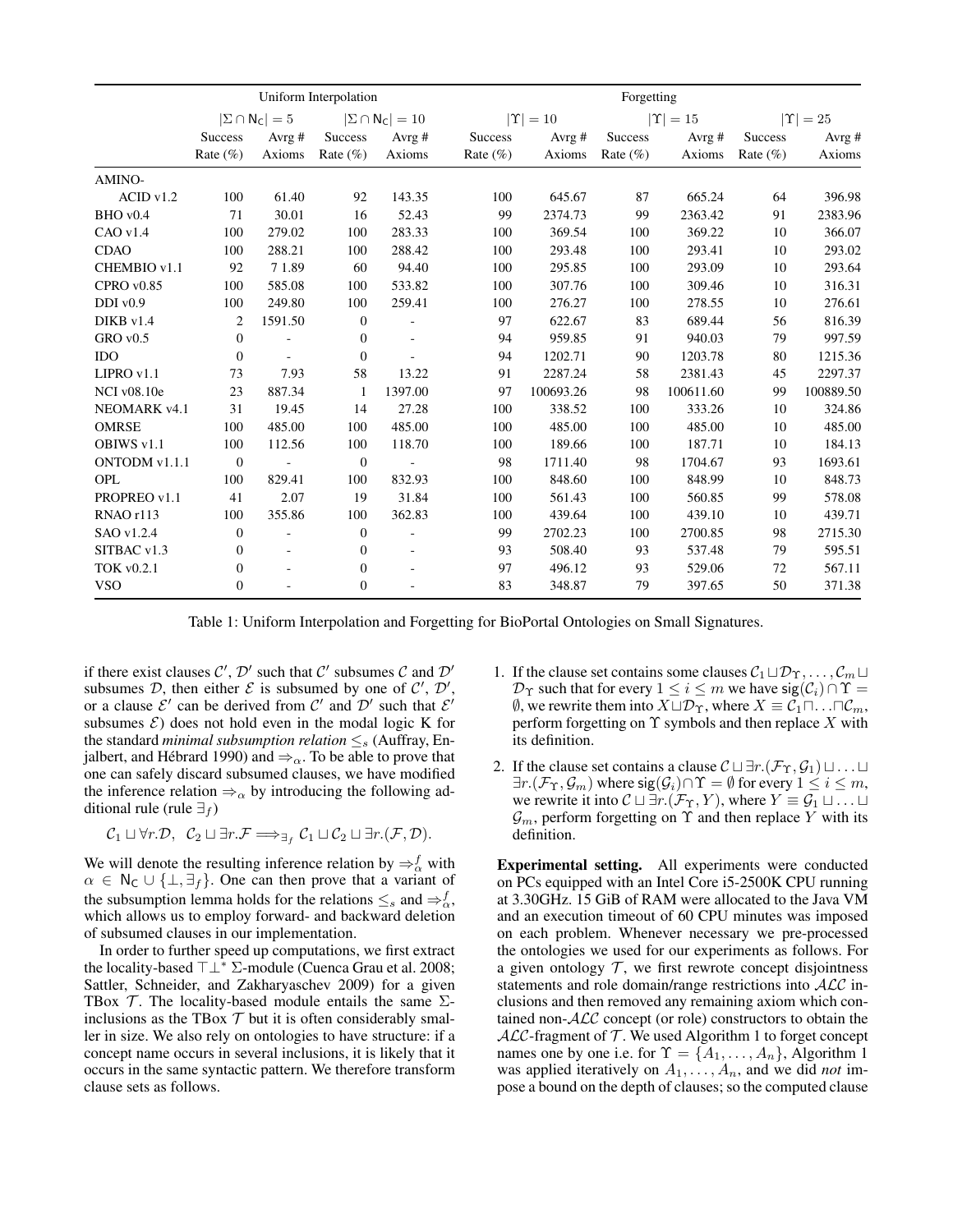| | Uniform Interpolation | | | | Forgetting | | | | | |
|---|---|---|---|---|---|---|---|---|---|---|
| | $\lvert\Sigma \cap \mathsf{N_C}\rvert = 5$ | | $\lvert\Sigma \cap \mathsf{N_C}\rvert = 10$ | | $\lvert\Upsilon\rvert = 10$ | | $\lvert\Upsilon\rvert = 15$ | | $\lvert\Upsilon\rvert = 25$ | |
| | Success Rate (%) | Avrg # Axioms | Success Rate (%) | Avrg # Axioms | Success Rate (%) | Avrg # Axioms | Success Rate (%) | Avrg # Axioms | Success Rate (%) | Avrg # Axioms |
| AMINO-ACID v1.2 | 100 | 61.40 | 92 | 143.35 | 100 | 645.67 | 87 | 665.24 | 64 | 396.98 |
| BHO v0.4 | 71 | 30.01 | 16 | 52.43 | 99 | 2374.73 | 99 | 2363.42 | 91 | 2383.96 |
| CAO v1.4 | 100 | 279.02 | 100 | 283.33 | 100 | 369.54 | 100 | 369.22 | 10 | 366.07 |
| CDAO | 100 | 288.21 | 100 | 288.42 | 100 | 293.48 | 100 | 293.41 | 10 | 293.02 |
| CHEMBIO v1.1 | 92 | 7 1.89 | 60 | 94.40 | 100 | 295.85 | 100 | 293.09 | 10 | 293.64 |
| CPRO v0.85 | 100 | 585.08 | 100 | 533.82 | 100 | 307.76 | 100 | 309.46 | 10 | 316.31 |
| DDI v0.9 | 100 | 249.80 | 100 | 259.41 | 100 | 276.27 | 100 | 278.55 | 10 | 276.61 |
| DIKB v1.4 | 2 | 1591.50 | 0 | - | 97 | 622.67 | 83 | 689.44 | 56 | 816.39 |
| GRO v0.5 | 0 | - | 0 | - | 94 | 959.85 | 91 | 940.03 | 79 | 997.59 |
| IDO | 0 | - | 0 | - | 94 | 1202.71 | 90 | 1203.78 | 80 | 1215.36 |
| LIPRO v1.1 | 73 | 7.93 | 58 | 13.22 | 91 | 2287.24 | 58 | 2381.43 | 45 | 2297.37 |
| NCI v08.10e | 23 | 887.34 | 1 | 1397.00 | 97 | 100693.26 | 98 | 100611.60 | 99 | 100889.50 |
| NEOMARK v4.1 | 31 | 19.45 | 14 | 27.28 | 100 | 338.52 | 100 | 333.26 | 10 | 324.86 |
| OMRSE | 100 | 485.00 | 100 | 485.00 | 100 | 485.00 | 100 | 485.00 | 10 | 485.00 |
| OBIWS v1.1 | 100 | 112.56 | 100 | 118.70 | 100 | 189.66 | 100 | 187.71 | 10 | 184.13 |
| ONTODM v1.1.1 | 0 | - | 0 | - | 98 | 1711.40 | 98 | 1704.67 | 93 | 1693.61 |
| OPL | 100 | 829.41 | 100 | 832.93 | 100 | 848.60 | 100 | 848.99 | 10 | 848.73 |
| PROPREO v1.1 | 41 | 2.07 | 19 | 31.84 | 100 | 561.43 | 100 | 560.85 | 99 | 578.08 |
| RNAO r113 | 100 | 355.86 | 100 | 362.83 | 100 | 439.64 | 100 | 439.10 | 10 | 439.71 |
| SAO v1.2.4 | 0 | - | 0 | - | 99 | 2702.23 | 100 | 2700.85 | 98 | 2715.30 |
| SITBAC v1.3 | 0 | - | 0 | - | 93 | 508.40 | 93 | 537.48 | 79 | 595.51 |
| TOK v0.2.1 | 0 | - | 0 | - | 97 | 496.12 | 93 | 529.06 | 72 | 567.11 |
| VSO | 0 | - | 0 | - | 83 | 348.87 | 79 | 397.65 | 50 | 371.38 |

Table 1: Uniform Interpolation and Forgetting for BioPortal Ontologies on Small Signatures.

if there exist clauses $\mathcal{C}'$, $\mathcal{D}'$ such that $\mathcal{C}'$ subsumes $\mathcal{C}$ and $\mathcal{D}'$ subsumes $\mathcal{D}$, then either $\mathcal{E}$ is subsumed by one of $\mathcal{C}'$, $\mathcal{D}'$, or a clause $\mathcal{E}'$ can be derived from $\mathcal{C}'$ and $\mathcal{D}'$ such that $\mathcal{E}'$ subsumes $\mathcal{E}$) does not hold even in the modal logic K for the standard *minimal subsumption relation* $\leq_s$ (Auffray, Enjalbert, and Hébrard 1990) and $\Rightarrow_\alpha$. To be able to prove that one can safely discard subsumed clauses, we have modified the inference relation $\Rightarrow_\alpha$ by introducing the following additional rule (rule $\exists_f$)

$$\mathcal{C}_1 \sqcup \forall r.\mathcal{D}, \;\; \mathcal{C}_2 \sqcup \exists r.\mathcal{F} \Longrightarrow_{\exists_f} \mathcal{C}_1 \sqcup \mathcal{C}_2 \sqcup \exists r.(\mathcal{F}, \mathcal{D}).$$

We will denote the resulting inference relation by $\Rightarrow^f_\alpha$ with $\alpha \in \mathsf{N_C} \cup \{\bot, \exists_f\}$. One can then prove that a variant of the subsumption lemma holds for the relations $\leq_s$ and $\Rightarrow^f_\alpha$, which allows us to employ forward- and backward deletion of subsumed clauses in our implementation.

In order to further speed up computations, we first extract the locality-based $\top\bot^*$ $\Sigma$-module (Cuenca Grau et al. 2008; Sattler, Schneider, and Zakharyaschev 2009) for a given TBox $\mathcal{T}$. The locality-based module entails the same $\Sigma$-inclusions as the TBox $\mathcal{T}$ but it is often considerably smaller in size. We also rely on ontologies to have structure: if a concept name occurs in several inclusions, it is likely that it occurs in the same syntactic pattern. We therefore transform clause sets as follows.

1. If the clause set contains some clauses $\mathcal{C}_1 \sqcup \mathcal{D}_\Upsilon, \ldots, \mathcal{C}_m \sqcup \mathcal{D}_\Upsilon$ such that for every $1 \leq i \leq m$ we have $\mathsf{sig}(\mathcal{C}_i) \cap \Upsilon = \emptyset$, we rewrite them into $X \sqcup \mathcal{D}_\Upsilon$, where $X \equiv \mathcal{C}_1 \sqcap \ldots \sqcap \mathcal{C}_m$, perform forgetting on $\Upsilon$ symbols and then replace $X$ with its definition.
2. If the clause set contains a clause $\mathcal{C} \sqcup \exists r.(\mathcal{F}_\Upsilon, \mathcal{G}_1) \sqcup \ldots \sqcup \exists r.(\mathcal{F}_\Upsilon, \mathcal{G}_m)$ where $\mathsf{sig}(\mathcal{G}_i) \cap \Upsilon = \emptyset$ for every $1 \leq i \leq m$, we rewrite it into $\mathcal{C} \sqcup \exists r.(\mathcal{F}_\Upsilon, Y)$, where $Y \equiv \mathcal{G}_1 \sqcup \ldots \sqcup \mathcal{G}_m$, perform forgetting on $\Upsilon$ and then replace $Y$ with its definition.

**Experimental setting.** All experiments were conducted on PCs equipped with an Intel Core i5-2500K CPU running at 3.30GHz. 15 GiB of RAM were allocated to the Java VM and an execution timeout of 60 CPU minutes was imposed on each problem. Whenever necessary we pre-processed the ontologies we used for our experiments as follows. For a given ontology $\mathcal{T}$, we first rewrote concept disjointness statements and role domain/range restrictions into $\mathcal{ALC}$ inclusions and then removed any remaining axiom which contained non-$\mathcal{ALC}$ concept (or role) constructors to obtain the $\mathcal{ALC}$-fragment of $\mathcal{T}$. We used Algorithm 1 to forget concept names one by one i.e. for $\Upsilon = \{A_1, \ldots, A_n\}$, Algorithm 1 was applied iteratively on $A_1, \ldots, A_n$, and we did *not* impose a bound on the depth of clauses; so the computed clause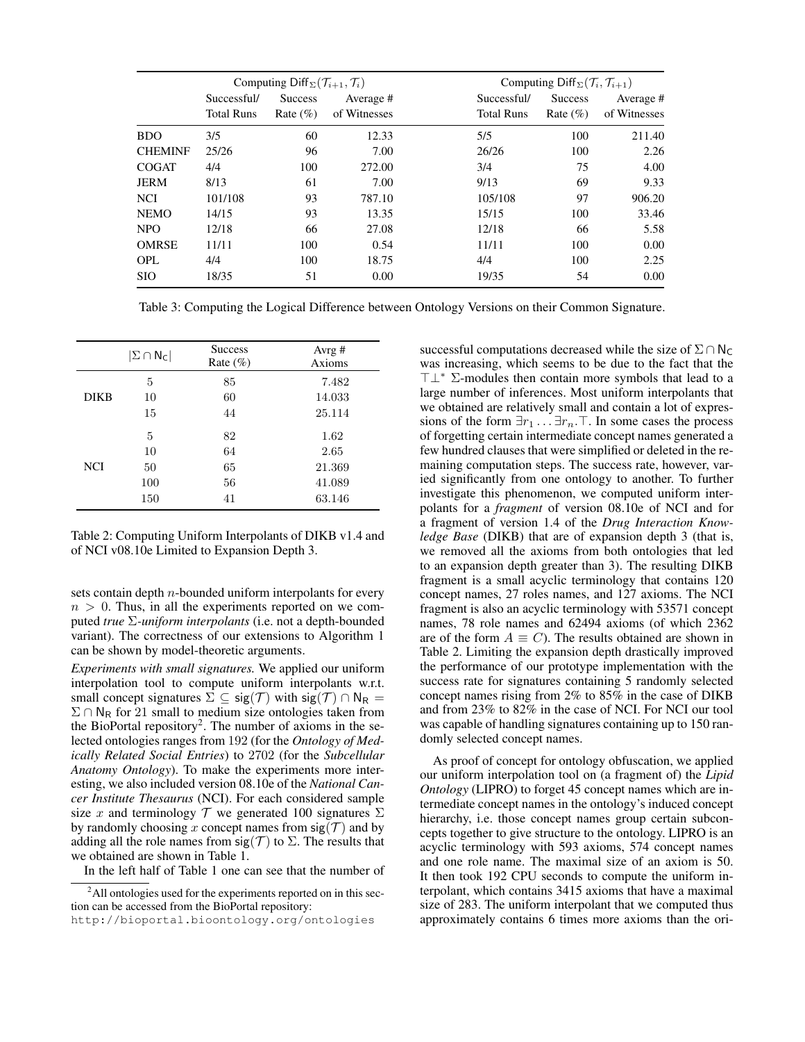| | Computing $\mathsf{Diff}_\Sigma(\mathcal{T}_{i+1}, \mathcal{T}_i)$ | | | Computing $\mathsf{Diff}_\Sigma(\mathcal{T}_i, \mathcal{T}_{i+1})$ | | |
|---|---|---|---|---|---|---|
| | Successful/ Total Runs | Success Rate (%) | Average # of Witnesses | Successful/ Total Runs | Success Rate (%) | Average # of Witnesses |
| BDO | 3/5 | 60 | 12.33 | 5/5 | 100 | 211.40 |
| CHEMINF | 25/26 | 96 | 7.00 | 26/26 | 100 | 2.26 |
| COGAT | 4/4 | 100 | 272.00 | 3/4 | 75 | 4.00 |
| JERM | 8/13 | 61 | 7.00 | 9/13 | 69 | 9.33 |
| NCI | 101/108 | 93 | 787.10 | 105/108 | 97 | 906.20 |
| NEMO | 14/15 | 93 | 13.35 | 15/15 | 100 | 33.46 |
| NPO | 12/18 | 66 | 27.08 | 12/18 | 66 | 5.58 |
| OMRSE | 11/11 | 100 | 0.54 | 11/11 | 100 | 0.00 |
| OPL | 4/4 | 100 | 18.75 | 4/4 | 100 | 2.25 |
| SIO | 18/35 | 51 | 0.00 | 19/35 | 54 | 0.00 |

Table 3: Computing the Logical Difference between Ontology Versions on their Common Signature.

| | $\lvert\Sigma \cap \mathsf{N_C}\rvert$ | Success Rate (%) | Avrg # Axioms |
|---|---|---|---|
| DIKB | 5 | 85 | 7.482 |
| | 10 | 60 | 14.033 |
| | 15 | 44 | 25.114 |
| NCI | 5 | 82 | 1.62 |
| | 10 | 64 | 2.65 |
| | 50 | 65 | 21.369 |
| | 100 | 56 | 41.089 |
| | 150 | 41 | 63.146 |

Table 2: Computing Uniform Interpolants of DIKB v1.4 and of NCI v08.10e Limited to Expansion Depth 3.

sets contain depth $n$-bounded uniform interpolants for every $n > 0$. Thus, in all the experiments reported on we computed *true* $\Sigma$*-uniform interpolants* (i.e. not a depth-bounded variant). The correctness of our extensions to Algorithm 1 can be shown by model-theoretic arguments.

*Experiments with small signatures.* We applied our uniform interpolation tool to compute uniform interpolants w.r.t. small concept signatures $\Sigma \subseteq \mathsf{sig}(\mathcal{T})$ with $\mathsf{sig}(\mathcal{T}) \cap \mathsf{N_R} = \Sigma \cap \mathsf{N_R}$ for 21 small to medium size ontologies taken from the BioPortal repository[2]. The number of axioms in the selected ontologies ranges from 192 (for the *Ontology of Medically Related Social Entries*) to 2702 (for the *Subcellular Anatomy Ontology*). To make the experiments more interesting, we also included version 08.10e of the *National Cancer Institute Thesaurus* (NCI). For each considered sample size $x$ and terminology $\mathcal{T}$ we generated 100 signatures $\Sigma$ by randomly choosing $x$ concept names from $\mathsf{sig}(\mathcal{T})$ and by adding all the role names from $\mathsf{sig}(\mathcal{T})$ to $\Sigma$. The results that we obtained are shown in Table 1.

In the left half of Table 1 one can see that the number of successful computations decreased while the size of $\Sigma \cap \mathsf{N_C}$ was increasing, which seems to be due to the fact that the $\top\bot^*$ $\Sigma$-modules then contain more symbols that lead to a large number of inferences. Most uniform interpolants that we obtained are relatively small and contain a lot of expressions of the form $\exists r_1 \ldots \exists r_n.\top$. In some cases the process of forgetting certain intermediate concept names generated a few hundred clauses that were simplified or deleted in the remaining computation steps. The success rate, however, varied significantly from one ontology to another. To further investigate this phenomenon, we computed uniform interpolants for a *fragment* of version 08.10e of NCI and for a fragment of version 1.4 of the *Drug Interaction Knowledge Base* (DIKB) that are of expansion depth 3 (that is, we removed all the axioms from both ontologies that led to an expansion depth greater than 3). The resulting DIKB fragment is a small acyclic terminology that contains 120 concept names, 27 roles names, and 127 axioms. The NCI fragment is also an acyclic terminology with 53571 concept names, 78 role names and 62494 axioms (of which 2362 are of the form $A \equiv C$). The results obtained are shown in Table 2. Limiting the expansion depth drastically improved the performance of our prototype implementation with the success rate for signatures containing 5 randomly selected concept names rising from 2% to 85% in the case of DIKB and from 23% to 82% in the case of NCI. For NCI our tool was capable of handling signatures containing up to 150 randomly selected concept names.

As proof of concept for ontology obfuscation, we applied our uniform interpolation tool on (a fragment of) the *Lipid Ontology* (LIPRO) to forget 45 concept names which are intermediate concept names in the ontology's induced concept hierarchy, i.e. those concept names group certain subconcepts together to give structure to the ontology. LIPRO is an acyclic terminology with 593 axioms, 574 concept names and one role name. The maximal size of an axiom is 50. It then took 192 CPU seconds to compute the uniform interpolant, which contains 3415 axioms that have a maximal size of 283. The uniform interpolant that we computed thus approximately contains 6 times more axioms than the ori-

[2] All ontologies used for the experiments reported on in this section can be accessed from the BioPortal repository: http://bioportal.bioontology.org/ontologies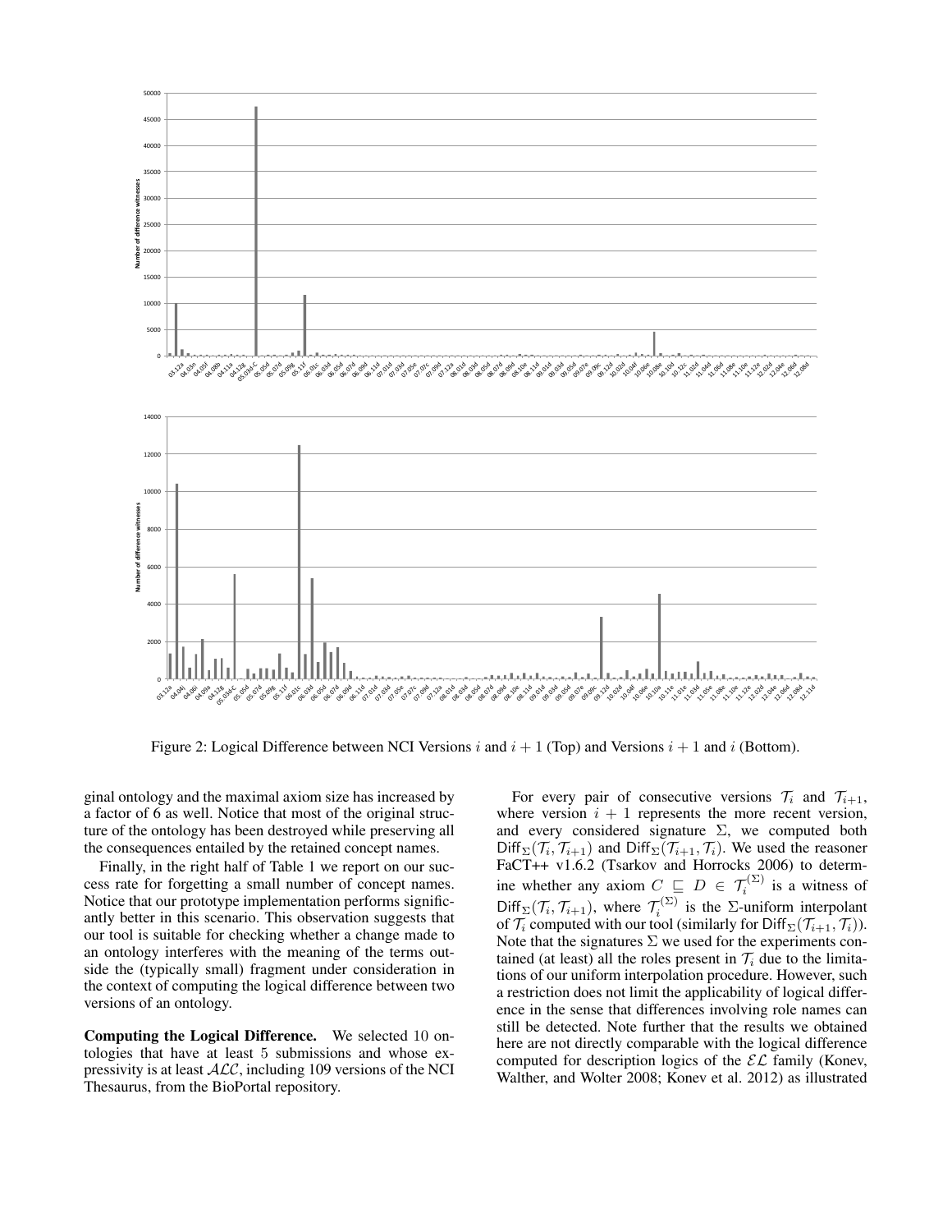Figure 2: Logical Difference between NCI Versions $i$ and $i + 1$ (Top) and Versions $i + 1$ and $i$ (Bottom).

ginal ontology and the maximal axiom size has increased by a factor of 6 as well. Notice that most of the original structure of the ontology has been destroyed while preserving all the consequences entailed by the retained concept names.

Finally, in the right half of Table 1 we report on our success rate for forgetting a small number of concept names. Notice that our prototype implementation performs significantly better in this scenario. This observation suggests that our tool is suitable for checking whether a change made to an ontology interferes with the meaning of the terms outside the (typically small) fragment under consideration in the context of computing the logical difference between two versions of an ontology.

**Computing the Logical Difference.** We selected 10 ontologies that have at least 5 submissions and whose expressivity is at least $\mathcal{ALC}$, including 109 versions of the NCI Thesaurus, from the BioPortal repository.

For every pair of consecutive versions $\mathcal{T}_i$ and $\mathcal{T}_{i+1}$, where version $i + 1$ represents the more recent version, and every considered signature $\Sigma$, we computed both $\mathsf{Diff}_\Sigma(\mathcal{T}_i, \mathcal{T}_{i+1})$ and $\mathsf{Diff}_\Sigma(\mathcal{T}_{i+1}, \mathcal{T}_i)$. We used the reasoner FaCT++ v1.6.2 (Tsarkov and Horrocks 2006) to determine whether any axiom $C \sqsubseteq D \in \mathcal{T}_i^{(\Sigma)}$ is a witness of $\mathsf{Diff}_\Sigma(\mathcal{T}_i, \mathcal{T}_{i+1})$, where $\mathcal{T}_i^{(\Sigma)}$ is the $\Sigma$-uniform interpolant of $\mathcal{T}_i$ computed with our tool (similarly for $\mathsf{Diff}_\Sigma(\mathcal{T}_{i+1}, \mathcal{T}_i)$). Note that the signatures $\Sigma$ we used for the experiments contained (at least) all the roles present in $\mathcal{T}_i$ due to the limitations of our uniform interpolation procedure. However, such a restriction does not limit the applicability of logical difference in the sense that differences involving role names can still be detected. Note further that the results we obtained here are not directly comparable with the logical difference computed for description logics of the $\mathcal{EL}$ family (Konev, Walther, and Wolter 2008; Konev et al. 2012) as illustrated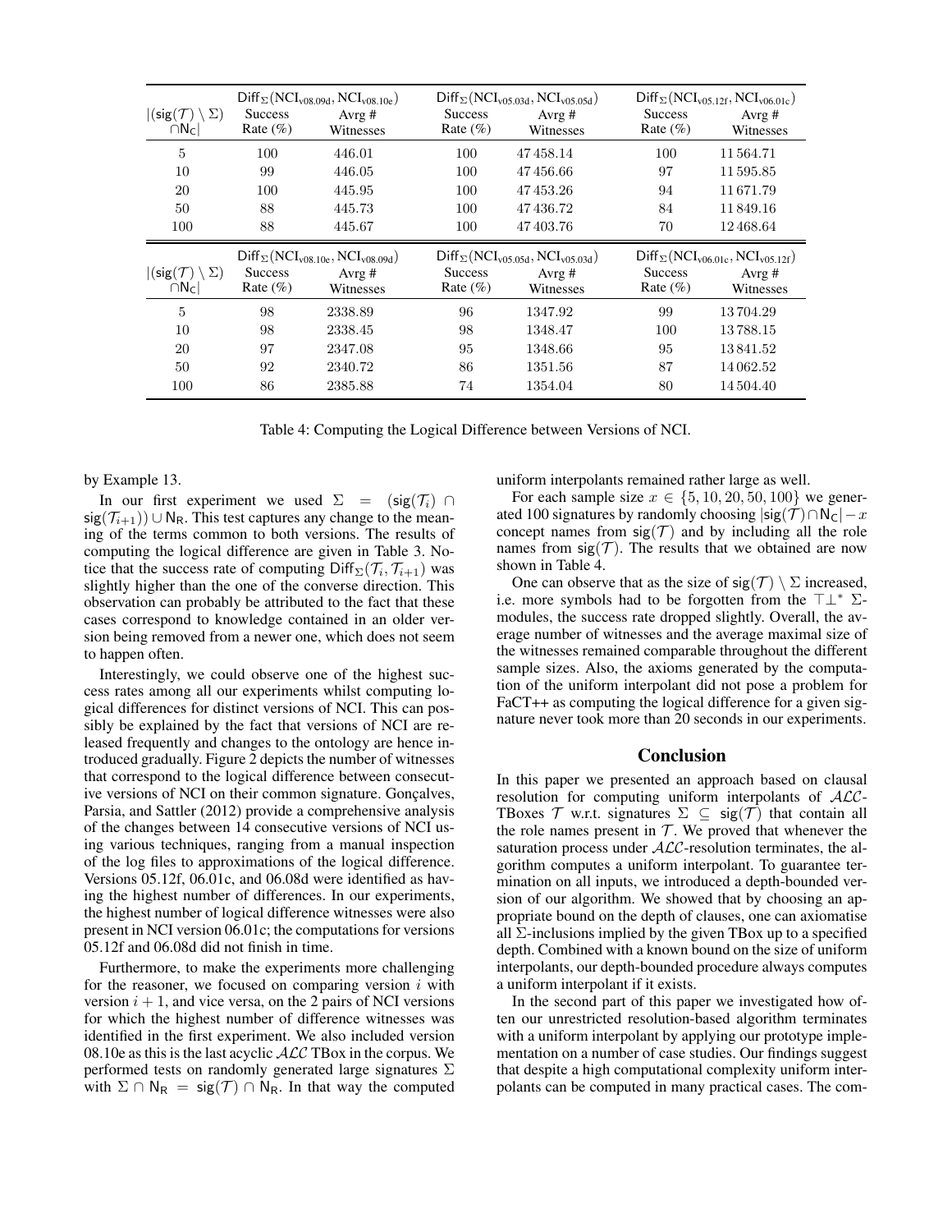| $\lvert(\mathsf{sig}(\mathcal{T}) \setminus \Sigma) \cap \mathsf{N_C}\rvert$ | $\mathsf{Diff}_\Sigma(\mathrm{NCI}_{\mathrm{v08.09d}}, \mathrm{NCI}_{\mathrm{v08.10e}})$ | | $\mathsf{Diff}_\Sigma(\mathrm{NCI}_{\mathrm{v05.03d}}, \mathrm{NCI}_{\mathrm{v05.05d}})$ | | $\mathsf{Diff}_\Sigma(\mathrm{NCI}_{\mathrm{v05.12f}}, \mathrm{NCI}_{\mathrm{v06.01c}})$ | |
|---|---|---|---|---|---|---|
| | Success Rate (%) | Avrg # Witnesses | Success Rate (%) | Avrg # Witnesses | Success Rate (%) | Avrg # Witnesses |
| 5 | 100 | 446.01 | 100 | 47 458.14 | 100 | 11 564.71 |
| 10 | 99 | 446.05 | 100 | 47 456.66 | 97 | 11 595.85 |
| 20 | 100 | 445.95 | 100 | 47 453.26 | 94 | 11 671.79 |
| 50 | 88 | 445.73 | 100 | 47 436.72 | 84 | 11 849.16 |
| 100 | 88 | 445.67 | 100 | 47 403.76 | 70 | 12 468.64 |

| $\lvert(\mathsf{sig}(\mathcal{T}) \setminus \Sigma) \cap \mathsf{N_C}\rvert$ | $\mathsf{Diff}_\Sigma(\mathrm{NCI}_{\mathrm{v08.10e}}, \mathrm{NCI}_{\mathrm{v08.09d}})$ | | $\mathsf{Diff}_\Sigma(\mathrm{NCI}_{\mathrm{v05.05d}}, \mathrm{NCI}_{\mathrm{v05.03d}})$ | | $\mathsf{Diff}_\Sigma(\mathrm{NCI}_{\mathrm{v06.01c}}, \mathrm{NCI}_{\mathrm{v05.12f}})$ | |
|---|---|---|---|---|---|---|
| | Success Rate (%) | Avrg # Witnesses | Success Rate (%) | Avrg # Witnesses | Success Rate (%) | Avrg # Witnesses |
| 5 | 98 | 2338.89 | 96 | 1347.92 | 99 | 13 704.29 |
| 10 | 98 | 2338.45 | 98 | 1348.47 | 100 | 13 788.15 |
| 20 | 97 | 2347.08 | 95 | 1348.66 | 95 | 13 841.52 |
| 50 | 92 | 2340.72 | 86 | 1351.56 | 87 | 14 062.52 |
| 100 | 86 | 2385.88 | 74 | 1354.04 | 80 | 14 504.40 |

Table 4: Computing the Logical Difference between Versions of NCI.

by Example 13.

In our first experiment we used $\Sigma = (\mathsf{sig}(\mathcal{T}_i) \cap \mathsf{sig}(\mathcal{T}_{i+1})) \cup \mathsf{N_R}$. This test captures any change to the meaning of the terms common to both versions. The results of computing the logical difference are given in Table 3. Notice that the success rate of computing $\mathsf{Diff}_\Sigma(\mathcal{T}_i, \mathcal{T}_{i+1})$ was slightly higher than the one of the converse direction. This observation can probably be attributed to the fact that these cases correspond to knowledge contained in an older version being removed from a newer one, which does not seem to happen often.

Interestingly, we could observe one of the highest success rates among all our experiments whilst computing logical differences for distinct versions of NCI. This can possibly be explained by the fact that versions of NCI are released frequently and changes to the ontology are hence introduced gradually. Figure 2 depicts the number of witnesses that correspond to the logical difference between consecutive versions of NCI on their common signature. Gonçalves, Parsia, and Sattler (2012) provide a comprehensive analysis of the changes between 14 consecutive versions of NCI using various techniques, ranging from a manual inspection of the log files to approximations of the logical difference. Versions 05.12f, 06.01c, and 06.08d were identified as having the highest number of differences. In our experiments, the highest number of logical difference witnesses were also present in NCI version 06.01c; the computations for versions 05.12f and 06.08d did not finish in time.

Furthermore, to make the experiments more challenging for the reasoner, we focused on comparing version $i$ with version $i+1$, and vice versa, on the 2 pairs of NCI versions for which the highest number of difference witnesses was identified in the first experiment. We also included version 08.10e as this is the last acyclic $\mathcal{ALC}$ TBox in the corpus. We performed tests on randomly generated large signatures $\Sigma$ with $\Sigma \cap \mathsf{N_R} = \mathsf{sig}(\mathcal{T}) \cap \mathsf{N_R}$. In that way the computed uniform interpolants remained rather large as well.

For each sample size $x \in \{5, 10, 20, 50, 100\}$ we generated 100 signatures by randomly choosing $\lvert\mathsf{sig}(\mathcal{T}) \cap \mathsf{N_C}\rvert - x$ concept names from $\mathsf{sig}(\mathcal{T})$ and by including all the role names from $\mathsf{sig}(\mathcal{T})$. The results that we obtained are now shown in Table 4.

One can observe that as the size of $\mathsf{sig}(\mathcal{T}) \setminus \Sigma$ increased, i.e. more symbols had to be forgotten from the $\top\bot^*$ $\Sigma$-modules, the success rate dropped slightly. Overall, the average number of witnesses and the average maximal size of the witnesses remained comparable throughout the different sample sizes. Also, the axioms generated by the computation of the uniform interpolant did not pose a problem for FaCT++ as computing the logical difference for a given signature never took more than 20 seconds in our experiments.

## Conclusion

In this paper we presented an approach based on clausal resolution for computing uniform interpolants of $\mathcal{ALC}$-TBoxes $\mathcal{T}$ w.r.t. signatures $\Sigma \subseteq \mathsf{sig}(\mathcal{T})$ that contain all the role names present in $\mathcal{T}$. We proved that whenever the saturation process under $\mathcal{ALC}$-resolution terminates, the algorithm computes a uniform interpolant. To guarantee termination on all inputs, we introduced a depth-bounded version of our algorithm. We showed that by choosing an appropriate bound on the depth of clauses, one can axiomatise all $\Sigma$-inclusions implied by the given TBox up to a specified depth. Combined with a known bound on the size of uniform interpolants, our depth-bounded procedure always computes a uniform interpolant if it exists.

In the second part of this paper we investigated how often our unrestricted resolution-based algorithm terminates with a uniform interpolant by applying our prototype implementation on a number of case studies. Our findings suggest that despite a high computational complexity uniform interpolants can be computed in many practical cases. The com-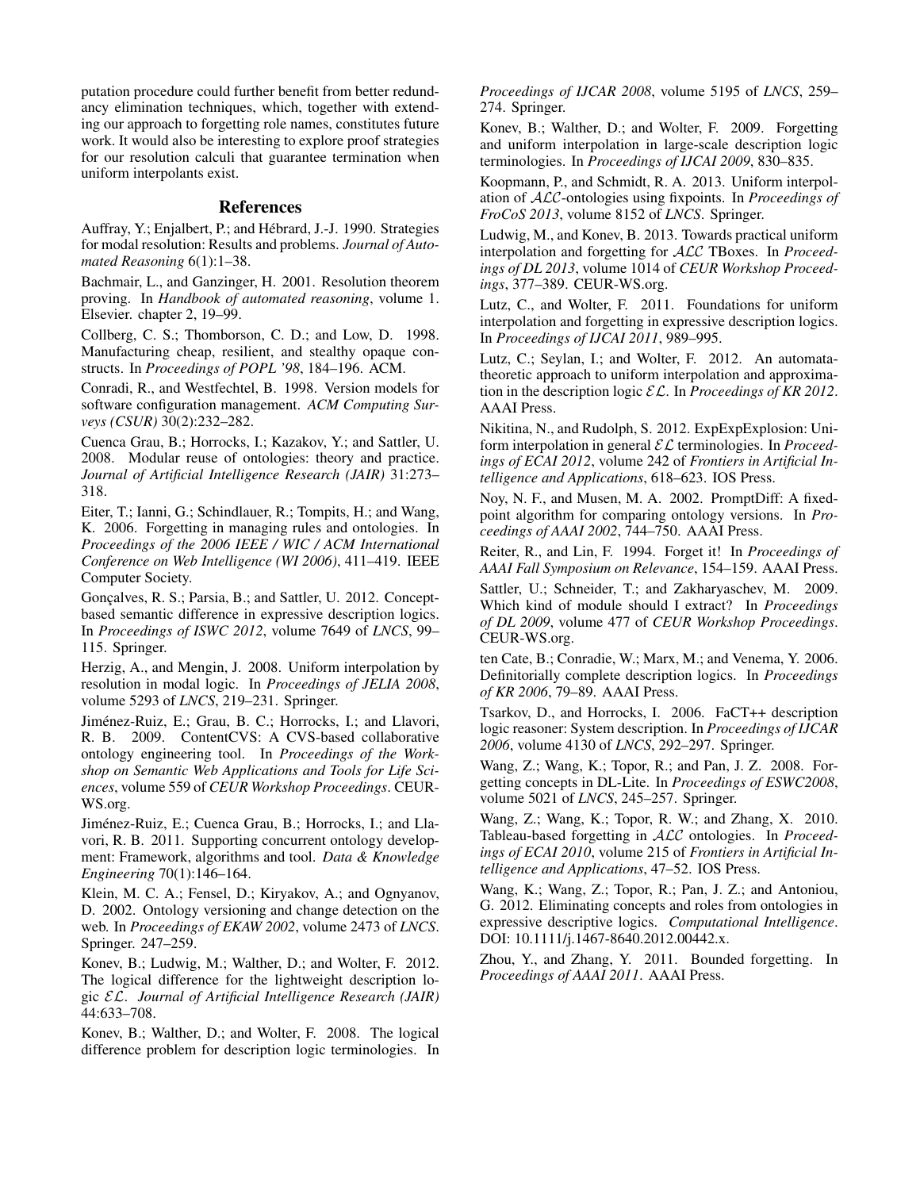putation procedure could further benefit from better redundancy elimination techniques, which, together with extending our approach to forgetting role names, constitutes future work. It would also be interesting to explore proof strategies for our resolution calculi that guarantee termination when uniform interpolants exist.

## References

Auffray, Y.; Enjalbert, P.; and Hébrard, J.-J. 1990. Strategies for modal resolution: Results and problems. *Journal of Automated Reasoning* 6(1):1–38.

Bachmair, L., and Ganzinger, H. 2001. Resolution theorem proving. In *Handbook of automated reasoning*, volume 1. Elsevier. chapter 2, 19–99.

Collberg, C. S.; Thomborson, C. D.; and Low, D. 1998. Manufacturing cheap, resilient, and stealthy opaque constructs. In *Proceedings of POPL '98*, 184–196. ACM.

Conradi, R., and Westfechtel, B. 1998. Version models for software configuration management. *ACM Computing Surveys (CSUR)* 30(2):232–282.

Cuenca Grau, B.; Horrocks, I.; Kazakov, Y.; and Sattler, U. 2008. Modular reuse of ontologies: theory and practice. *Journal of Artificial Intelligence Research (JAIR)* 31:273–318.

Eiter, T.; Ianni, G.; Schindlauer, R.; Tompits, H.; and Wang, K. 2006. Forgetting in managing rules and ontologies. In *Proceedings of the 2006 IEEE / WIC / ACM International Conference on Web Intelligence (WI 2006)*, 411–419. IEEE Computer Society.

Gonçalves, R. S.; Parsia, B.; and Sattler, U. 2012. Concept-based semantic difference in expressive description logics. In *Proceedings of ISWC 2012*, volume 7649 of *LNCS*, 99–115. Springer.

Herzig, A., and Mengin, J. 2008. Uniform interpolation by resolution in modal logic. In *Proceedings of JELIA 2008*, volume 5293 of *LNCS*, 219–231. Springer.

Jiménez-Ruiz, E.; Grau, B. C.; Horrocks, I.; and Llavori, R. B. 2009. ContentCVS: A CVS-based collaborative ontology engineering tool. In *Proceedings of the Workshop on Semantic Web Applications and Tools for Life Sciences*, volume 559 of *CEUR Workshop Proceedings*. CEUR-WS.org.

Jiménez-Ruiz, E.; Cuenca Grau, B.; Horrocks, I.; and Llavori, R. B. 2011. Supporting concurrent ontology development: Framework, algorithms and tool. *Data & Knowledge Engineering* 70(1):146–164.

Klein, M. C. A.; Fensel, D.; Kiryakov, A.; and Ognyanov, D. 2002. Ontology versioning and change detection on the web. In *Proceedings of EKAW 2002*, volume 2473 of *LNCS*. Springer. 247–259.

Konev, B.; Ludwig, M.; Walther, D.; and Wolter, F. 2012. The logical difference for the lightweight description logic $\mathcal{EL}$. *Journal of Artificial Intelligence Research (JAIR)* 44:633–708.

Konev, B.; Walther, D.; and Wolter, F. 2008. The logical difference problem for description logic terminologies. In *Proceedings of IJCAR 2008*, volume 5195 of *LNCS*, 259–274. Springer.

Konev, B.; Walther, D.; and Wolter, F. 2009. Forgetting and uniform interpolation in large-scale description logic terminologies. In *Proceedings of IJCAI 2009*, 830–835.

Koopmann, P., and Schmidt, R. A. 2013. Uniform interpolation of $\mathcal{ALC}$-ontologies using fixpoints. In *Proceedings of FroCoS 2013*, volume 8152 of *LNCS*. Springer.

Ludwig, M., and Konev, B. 2013. Towards practical uniform interpolation and forgetting for $\mathcal{ALC}$ TBoxes. In *Proceedings of DL 2013*, volume 1014 of *CEUR Workshop Proceedings*, 377–389. CEUR-WS.org.

Lutz, C., and Wolter, F. 2011. Foundations for uniform interpolation and forgetting in expressive description logics. In *Proceedings of IJCAI 2011*, 989–995.

Lutz, C.; Seylan, I.; and Wolter, F. 2012. An automata-theoretic approach to uniform interpolation and approximation in the description logic $\mathcal{EL}$. In *Proceedings of KR 2012*. AAAI Press.

Nikitina, N., and Rudolph, S. 2012. ExpExpExplosion: Uniform interpolation in general $\mathcal{EL}$ terminologies. In *Proceedings of ECAI 2012*, volume 242 of *Frontiers in Artificial Intelligence and Applications*, 618–623. IOS Press.

Noy, N. F., and Musen, M. A. 2002. PromptDiff: A fixed-point algorithm for comparing ontology versions. In *Proceedings of AAAI 2002*, 744–750. AAAI Press.

Reiter, R., and Lin, F. 1994. Forget it! In *Proceedings of AAAI Fall Symposium on Relevance*, 154–159. AAAI Press.

Sattler, U.; Schneider, T.; and Zakharyaschev, M. 2009. Which kind of module should I extract? In *Proceedings of DL 2009*, volume 477 of *CEUR Workshop Proceedings*. CEUR-WS.org.

ten Cate, B.; Conradie, W.; Marx, M.; and Venema, Y. 2006. Definitorially complete description logics. In *Proceedings of KR 2006*, 79–89. AAAI Press.

Tsarkov, D., and Horrocks, I. 2006. FaCT++ description logic reasoner: System description. In *Proceedings of IJCAR 2006*, volume 4130 of *LNCS*, 292–297. Springer.

Wang, Z.; Wang, K.; Topor, R.; and Pan, J. Z. 2008. Forgetting concepts in DL-Lite. In *Proceedings of ESWC2008*, volume 5021 of *LNCS*, 245–257. Springer.

Wang, Z.; Wang, K.; Topor, R. W.; and Zhang, X. 2010. Tableau-based forgetting in $\mathcal{ALC}$ ontologies. In *Proceedings of ECAI 2010*, volume 215 of *Frontiers in Artificial Intelligence and Applications*, 47–52. IOS Press.

Wang, K.; Wang, Z.; Topor, R.; Pan, J. Z.; and Antoniou, G. 2012. Eliminating concepts and roles from ontologies in expressive descriptive logics. *Computational Intelligence*. DOI: 10.1111/j.1467-8640.2012.00442.x.

Zhou, Y., and Zhang, Y. 2011. Bounded forgetting. In *Proceedings of AAAI 2011*. AAAI Press.